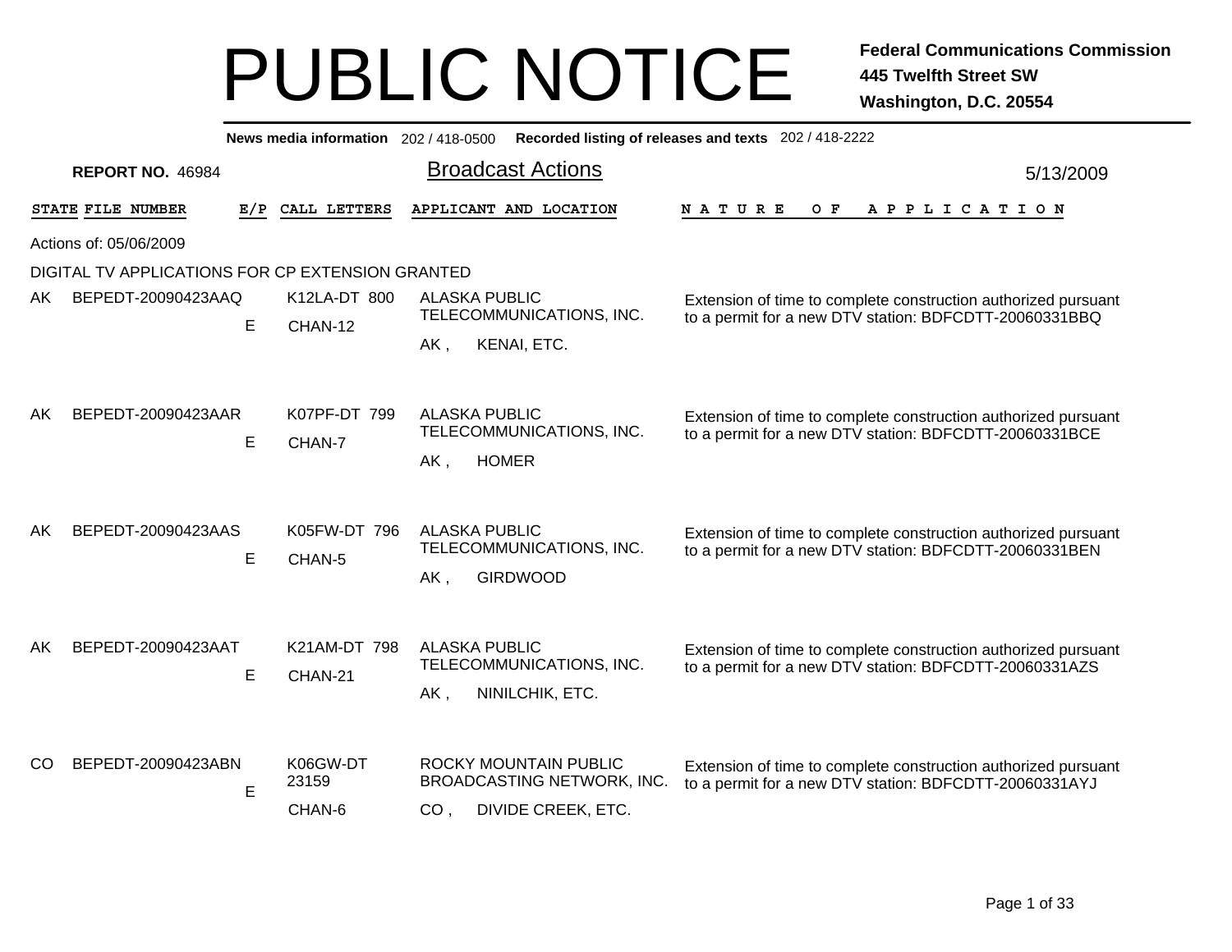# PUBLIC NOTICE

**Federal Communications Commission**
**445 Twelfth Street SW**
**Washington, D.C. 20554**

**News media information** 202 / 418-0500 **Recorded listing of releases and texts** 202 / 418-2222

**REPORT NO.** 46984

## Broadcast Actions

5/13/2009

Actions of: 05/06/2009

DIGITAL TV APPLICATIONS FOR CP EXTENSION GRANTED

| STATE | FILE NUMBER | E/P | CALL LETTERS | APPLICANT AND LOCATION | NATURE OF APPLICATION |
|---|---|---|---|---|---|
| AK | BEPEDT-20090423AAQ | E | K12LA-DT 800 CHAN-12 | ALASKA PUBLIC TELECOMMUNICATIONS, INC. AK , KENAI, ETC. | Extension of time to complete construction authorized pursuant to a permit for a new DTV station: BDFCDTT-20060331BBQ |
| AK | BEPEDT-20090423AAR | E | K07PF-DT 799 CHAN-7 | ALASKA PUBLIC TELECOMMUNICATIONS, INC. AK , HOMER | Extension of time to complete construction authorized pursuant to a permit for a new DTV station: BDFCDTT-20060331BCE |
| AK | BEPEDT-20090423AAS | E | K05FW-DT 796 CHAN-5 | ALASKA PUBLIC TELECOMMUNICATIONS, INC. AK , GIRDWOOD | Extension of time to complete construction authorized pursuant to a permit for a new DTV station: BDFCDTT-20060331BEN |
| AK | BEPEDT-20090423AAT | E | K21AM-DT 798 CHAN-21 | ALASKA PUBLIC TELECOMMUNICATIONS, INC. AK , NINILCHIK, ETC. | Extension of time to complete construction authorized pursuant to a permit for a new DTV station: BDFCDTT-20060331AZS |
| CO | BEPEDT-20090423ABN | E | K06GW-DT 23159 CHAN-6 | ROCKY MOUNTAIN PUBLIC BROADCASTING NETWORK, INC. CO , DIVIDE CREEK, ETC. | Extension of time to complete construction authorized pursuant to a permit for a new DTV station: BDFCDTT-20060331AYJ |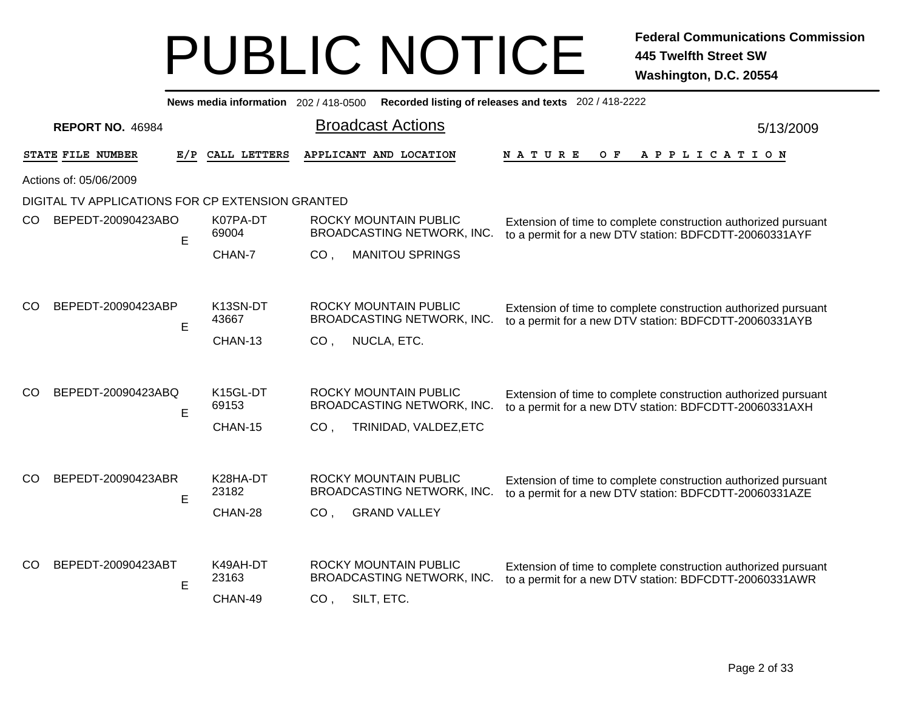# PUBLIC NOTICE

**Federal Communications Commission**
**445 Twelfth Street SW**
**Washington, D.C. 20554**

**News media information** 202 / 418-0500 **Recorded listing of releases and texts** 202 / 418-2222

**REPORT NO.** 46984

## Broadcast Actions

5/13/2009

Actions of: 05/06/2009

DIGITAL TV APPLICATIONS FOR CP EXTENSION GRANTED

| STATE | FILE NUMBER | E/P | CALL LETTERS | APPLICANT AND LOCATION | NATURE OF APPLICATION |
|---|---|---|---|---|---|
| CO | BEPEDT-20090423ABO | E | K07PA-DT 69004 CHAN-7 | ROCKY MOUNTAIN PUBLIC BROADCASTING NETWORK, INC. CO , MANITOU SPRINGS | Extension of time to complete construction authorized pursuant to a permit for a new DTV station: BDFCDTT-20060331AYF |
| CO | BEPEDT-20090423ABP | E | K13SN-DT 43667 CHAN-13 | ROCKY MOUNTAIN PUBLIC BROADCASTING NETWORK, INC. CO , NUCLA, ETC. | Extension of time to complete construction authorized pursuant to a permit for a new DTV station: BDFCDTT-20060331AYB |
| CO | BEPEDT-20090423ABQ | E | K15GL-DT 69153 CHAN-15 | ROCKY MOUNTAIN PUBLIC BROADCASTING NETWORK, INC. CO , TRINIDAD, VALDEZ,ETC | Extension of time to complete construction authorized pursuant to a permit for a new DTV station: BDFCDTT-20060331AXH |
| CO | BEPEDT-20090423ABR | E | K28HA-DT 23182 CHAN-28 | ROCKY MOUNTAIN PUBLIC BROADCASTING NETWORK, INC. CO , GRAND VALLEY | Extension of time to complete construction authorized pursuant to a permit for a new DTV station: BDFCDTT-20060331AZE |
| CO | BEPEDT-20090423ABT | E | K49AH-DT 23163 CHAN-49 | ROCKY MOUNTAIN PUBLIC BROADCASTING NETWORK, INC. CO , SILT, ETC. | Extension of time to complete construction authorized pursuant to a permit for a new DTV station: BDFCDTT-20060331AWR |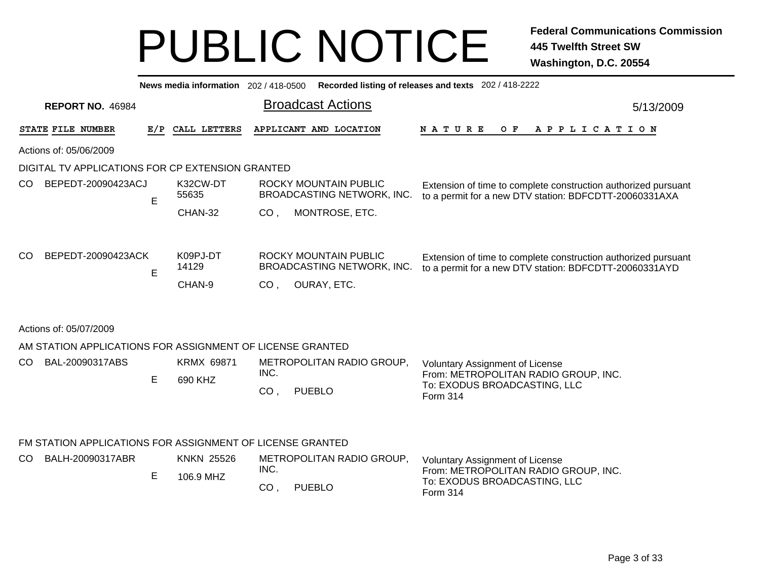# PUBLIC NOTICE

**Federal Communications Commission**
**445 Twelfth Street SW**
**Washington, D.C. 20554**

**News media information** 202 / 418-0500 **Recorded listing of releases and texts** 202 / 418-2222

**REPORT NO.** 46984

## Broadcast Actions

5/13/2009

| STATE | FILE NUMBER | E/P | CALL LETTERS | APPLICANT AND LOCATION | NATURE OF APPLICATION |
|---|---|---|---|---|---|

Actions of: 05/06/2009

### DIGITAL TV APPLICATIONS FOR CP EXTENSION GRANTED

| STATE | FILE NUMBER | E/P | CALL LETTERS | APPLICANT AND LOCATION | NATURE OF APPLICATION |
|---|---|---|---|---|---|
| CO | BEPEDT-20090423ACJ | E | K32CW-DT 55635 CHAN-32 | ROCKY MOUNTAIN PUBLIC BROADCASTING NETWORK, INC. CO , MONTROSE, ETC. | Extension of time to complete construction authorized pursuant to a permit for a new DTV station: BDFCDTT-20060331AXA |
| CO | BEPEDT-20090423ACK | E | K09PJ-DT 14129 CHAN-9 | ROCKY MOUNTAIN PUBLIC BROADCASTING NETWORK, INC. CO , OURAY, ETC. | Extension of time to complete construction authorized pursuant to a permit for a new DTV station: BDFCDTT-20060331AYD |

Actions of: 05/07/2009

### AM STATION APPLICATIONS FOR ASSIGNMENT OF LICENSE GRANTED

| STATE | FILE NUMBER | E/P | CALL LETTERS | APPLICANT AND LOCATION | NATURE OF APPLICATION |
|---|---|---|---|---|---|
| CO | BAL-20090317ABS | E | KRMX 69871 690 KHZ | METROPOLITAN RADIO GROUP, INC. CO , PUEBLO | Voluntary Assignment of License From: METROPOLITAN RADIO GROUP, INC. To: EXODUS BROADCASTING, LLC Form 314 |

### FM STATION APPLICATIONS FOR ASSIGNMENT OF LICENSE GRANTED

| STATE | FILE NUMBER | E/P | CALL LETTERS | APPLICANT AND LOCATION | NATURE OF APPLICATION |
|---|---|---|---|---|---|
| CO | BALH-20090317ABR | E | KNKN 25526 106.9 MHZ | METROPOLITAN RADIO GROUP, INC. CO , PUEBLO | Voluntary Assignment of License From: METROPOLITAN RADIO GROUP, INC. To: EXODUS BROADCASTING, LLC Form 314 |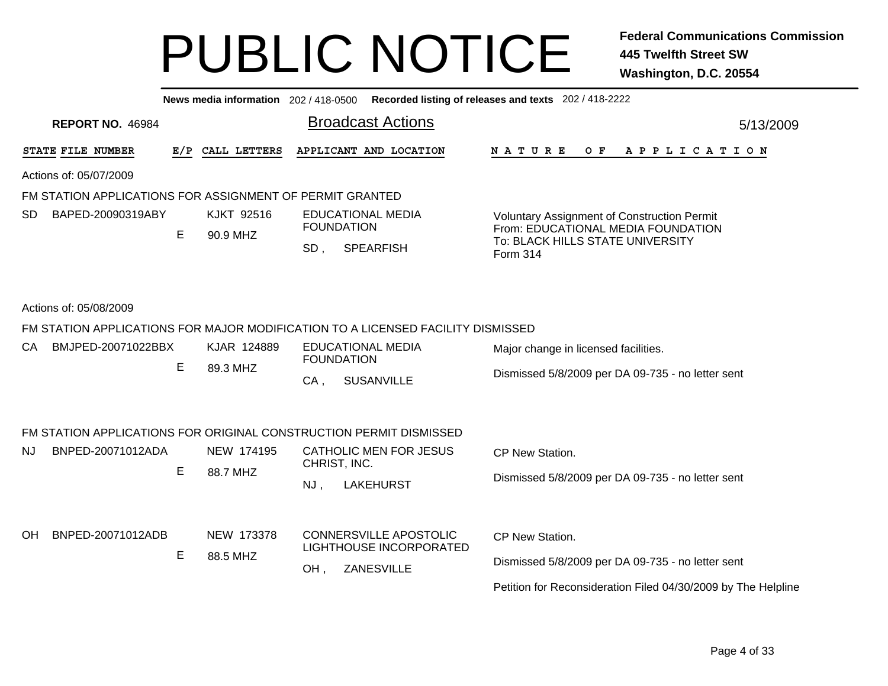# PUBLIC NOTICE

**Federal Communications Commission**
**445 Twelfth Street SW**
**Washington, D.C. 20554**

**News media information** 202 / 418-0500 **Recorded listing of releases and texts** 202 / 418-2222

**REPORT NO.** 46984

## Broadcast Actions

5/13/2009

| STATE | FILE NUMBER | E/P | CALL LETTERS | APPLICANT AND LOCATION | NATURE OF APPLICATION |
|---|---|---|---|---|---|

Actions of: 05/07/2009

FM STATION APPLICATIONS FOR ASSIGNMENT OF PERMIT GRANTED

| STATE | FILE NUMBER | E/P | CALL LETTERS | APPLICANT AND LOCATION | NATURE OF APPLICATION |
|---|---|---|---|---|---|
| SD | BAPED-20090319ABY | E | KJKT 92516<br>90.9 MHZ | EDUCATIONAL MEDIA FOUNDATION<br>SD , SPEARFISH | Voluntary Assignment of Construction Permit<br>From: EDUCATIONAL MEDIA FOUNDATION<br>To: BLACK HILLS STATE UNIVERSITY<br>Form 314 |

Actions of: 05/08/2009

FM STATION APPLICATIONS FOR MAJOR MODIFICATION TO A LICENSED FACILITY DISMISSED

| STATE | FILE NUMBER | E/P | CALL LETTERS | APPLICANT AND LOCATION | NATURE OF APPLICATION |
|---|---|---|---|---|---|
| CA | BMJPED-20071022BBX | E | KJAR 124889<br>89.3 MHZ | EDUCATIONAL MEDIA FOUNDATION<br>CA , SUSANVILLE | Major change in licensed facilities.<br>Dismissed 5/8/2009 per DA 09-735 - no letter sent |

FM STATION APPLICATIONS FOR ORIGINAL CONSTRUCTION PERMIT DISMISSED

| STATE | FILE NUMBER | E/P | CALL LETTERS | APPLICANT AND LOCATION | NATURE OF APPLICATION |
|---|---|---|---|---|---|
| NJ | BNPED-20071012ADA | E | NEW 174195<br>88.7 MHZ | CATHOLIC MEN FOR JESUS CHRIST, INC.<br>NJ , LAKEHURST | CP New Station.<br>Dismissed 5/8/2009 per DA 09-735 - no letter sent |
| OH | BNPED-20071012ADB | E | NEW 173378<br>88.5 MHZ | CONNERSVILLE APOSTOLIC LIGHTHOUSE INCORPORATED<br>OH , ZANESVILLE | CP New Station.<br>Dismissed 5/8/2009 per DA 09-735 - no letter sent<br>Petition for Reconsideration Filed 04/30/2009 by The Helpline |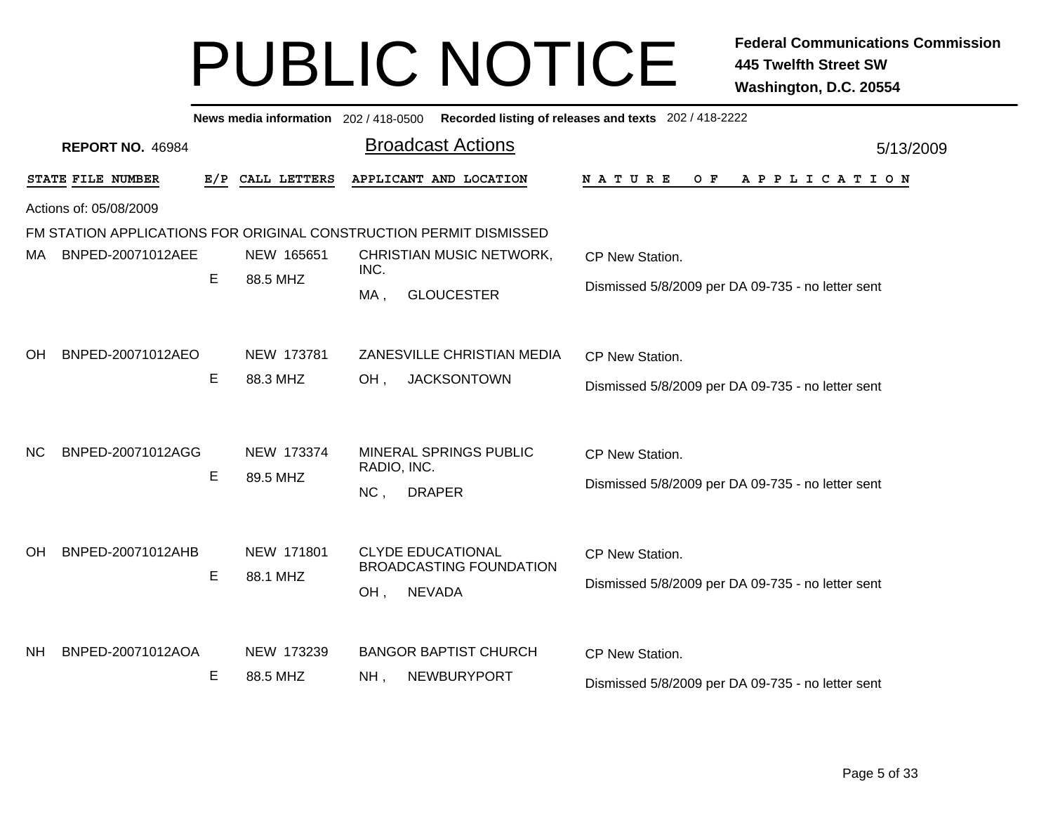# PUBLIC NOTICE

**Federal Communications Commission**
**445 Twelfth Street SW**
**Washington, D.C. 20554**

**News media information** 202 / 418-0500 **Recorded listing of releases and texts** 202 / 418-2222

**REPORT NO.** 46984

## Broadcast Actions

5/13/2009

Actions of: 05/08/2009

FM STATION APPLICATIONS FOR ORIGINAL CONSTRUCTION PERMIT DISMISSED

| STATE | FILE NUMBER | E/P | CALL LETTERS | APPLICANT AND LOCATION | NATURE OF APPLICATION |
|---|---|---|---|---|---|
| MA | BNPED-20071012AEE | E | NEW 165651<br>88.5 MHZ | CHRISTIAN MUSIC NETWORK, INC.<br>MA , GLOUCESTER | CP New Station.<br>Dismissed 5/8/2009 per DA 09-735 - no letter sent |
| OH | BNPED-20071012AEO | E | NEW 173781<br>88.3 MHZ | ZANESVILLE CHRISTIAN MEDIA<br>OH , JACKSONTOWN | CP New Station.<br>Dismissed 5/8/2009 per DA 09-735 - no letter sent |
| NC | BNPED-20071012AGG | E | NEW 173374<br>89.5 MHZ | MINERAL SPRINGS PUBLIC RADIO, INC.<br>NC , DRAPER | CP New Station.<br>Dismissed 5/8/2009 per DA 09-735 - no letter sent |
| OH | BNPED-20071012AHB | E | NEW 171801<br>88.1 MHZ | CLYDE EDUCATIONAL BROADCASTING FOUNDATION<br>OH , NEVADA | CP New Station.<br>Dismissed 5/8/2009 per DA 09-735 - no letter sent |
| NH | BNPED-20071012AOA | E | NEW 173239<br>88.5 MHZ | BANGOR BAPTIST CHURCH<br>NH , NEWBURYPORT | CP New Station.<br>Dismissed 5/8/2009 per DA 09-735 - no letter sent |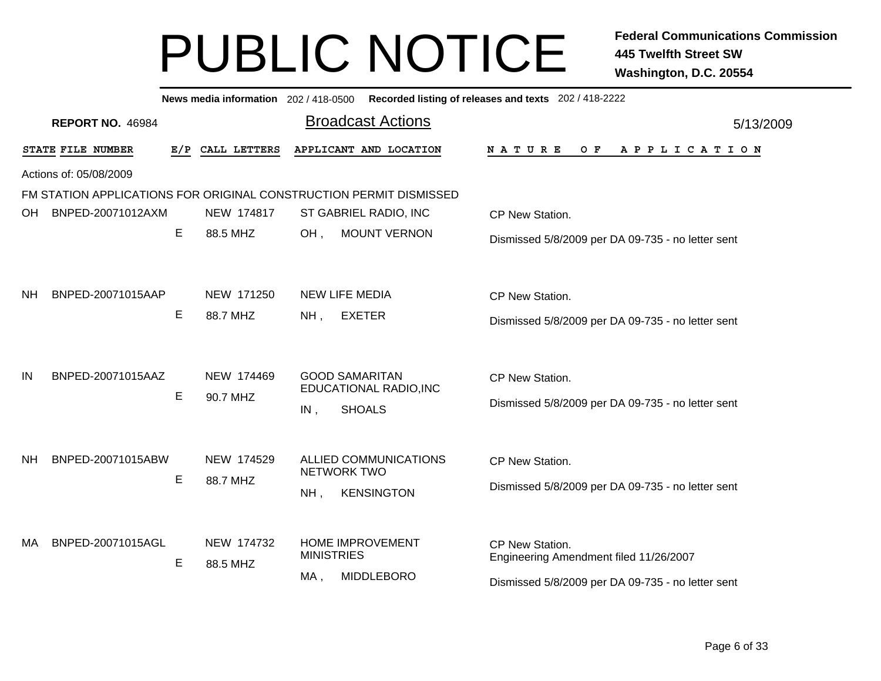# PUBLIC NOTICE

**Federal Communications Commission**
**445 Twelfth Street SW**
**Washington, D.C. 20554**

**News media information** 202 / 418-0500 **Recorded listing of releases and texts** 202 / 418-2222

**REPORT NO.** 46984

## Broadcast Actions

5/13/2009

Actions of: 05/08/2009

### FM STATION APPLICATIONS FOR ORIGINAL CONSTRUCTION PERMIT DISMISSED

| STATE | FILE NUMBER | E/P | CALL LETTERS | APPLICANT AND LOCATION | NATURE OF APPLICATION |
|---|---|---|---|---|---|
| OH | BNPED-20071012AXM | E | NEW 174817<br>88.5 MHZ | ST GABRIEL RADIO, INC<br>OH , MOUNT VERNON | CP New Station.<br>Dismissed 5/8/2009 per DA 09-735 - no letter sent |
| NH | BNPED-20071015AAP | E | NEW 171250<br>88.7 MHZ | NEW LIFE MEDIA<br>NH , EXETER | CP New Station.<br>Dismissed 5/8/2009 per DA 09-735 - no letter sent |
| IN | BNPED-20071015AAZ | E | NEW 174469<br>90.7 MHZ | GOOD SAMARITAN EDUCATIONAL RADIO,INC<br>IN , SHOALS | CP New Station.<br>Dismissed 5/8/2009 per DA 09-735 - no letter sent |
| NH | BNPED-20071015ABW | E | NEW 174529<br>88.7 MHZ | ALLIED COMMUNICATIONS NETWORK TWO<br>NH , KENSINGTON | CP New Station.<br>Dismissed 5/8/2009 per DA 09-735 - no letter sent |
| MA | BNPED-20071015AGL | E | NEW 174732<br>88.5 MHZ | HOME IMPROVEMENT MINISTRIES<br>MA , MIDDLEBORO | CP New Station.<br>Engineering Amendment filed 11/26/2007<br>Dismissed 5/8/2009 per DA 09-735 - no letter sent |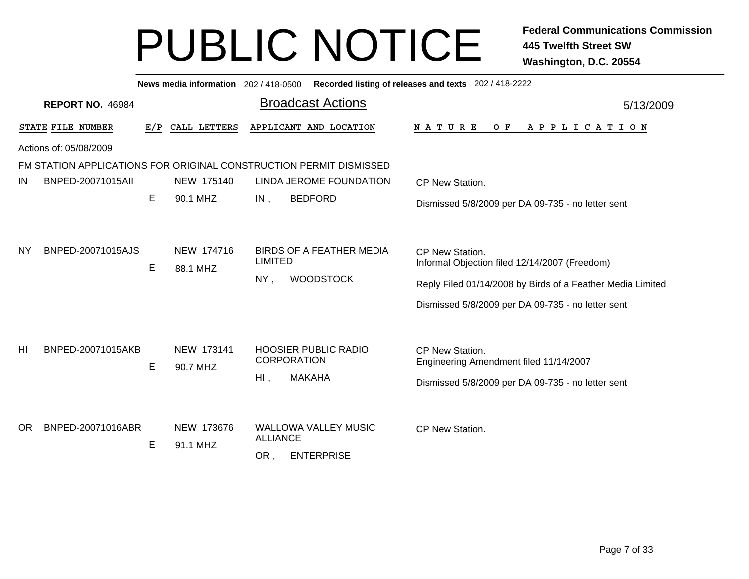# PUBLIC NOTICE

**Federal Communications Commission**
**445 Twelfth Street SW**
**Washington, D.C. 20554**

**News media information** 202 / 418-0500 **Recorded listing of releases and texts** 202 / 418-2222

**REPORT NO.** 46984

## Broadcast Actions

5/13/2009

Actions of: 05/08/2009

FM STATION APPLICATIONS FOR ORIGINAL CONSTRUCTION PERMIT DISMISSED

| STATE | FILE NUMBER | E/P | CALL LETTERS | APPLICANT AND LOCATION | NATURE OF APPLICATION |
|---|---|---|---|---|---|
| IN | BNPED-20071015AII | E | NEW 175140<br>90.1 MHZ | LINDA JEROME FOUNDATION<br>IN , BEDFORD | CP New Station.<br>Dismissed 5/8/2009 per DA 09-735 - no letter sent |
| NY | BNPED-20071015AJS | E | NEW 174716<br>88.1 MHZ | BIRDS OF A FEATHER MEDIA LIMITED<br>NY , WOODSTOCK | CP New Station.<br>Informal Objection filed 12/14/2007 (Freedom)<br>Reply Filed 01/14/2008 by Birds of a Feather Media Limited<br>Dismissed 5/8/2009 per DA 09-735 - no letter sent |
| HI | BNPED-20071015AKB | E | NEW 173141<br>90.7 MHZ | HOOSIER PUBLIC RADIO CORPORATION<br>HI , MAKAHA | CP New Station.<br>Engineering Amendment filed 11/14/2007<br>Dismissed 5/8/2009 per DA 09-735 - no letter sent |
| OR | BNPED-20071016ABR | E | NEW 173676<br>91.1 MHZ | WALLOWA VALLEY MUSIC ALLIANCE<br>OR , ENTERPRISE | CP New Station. |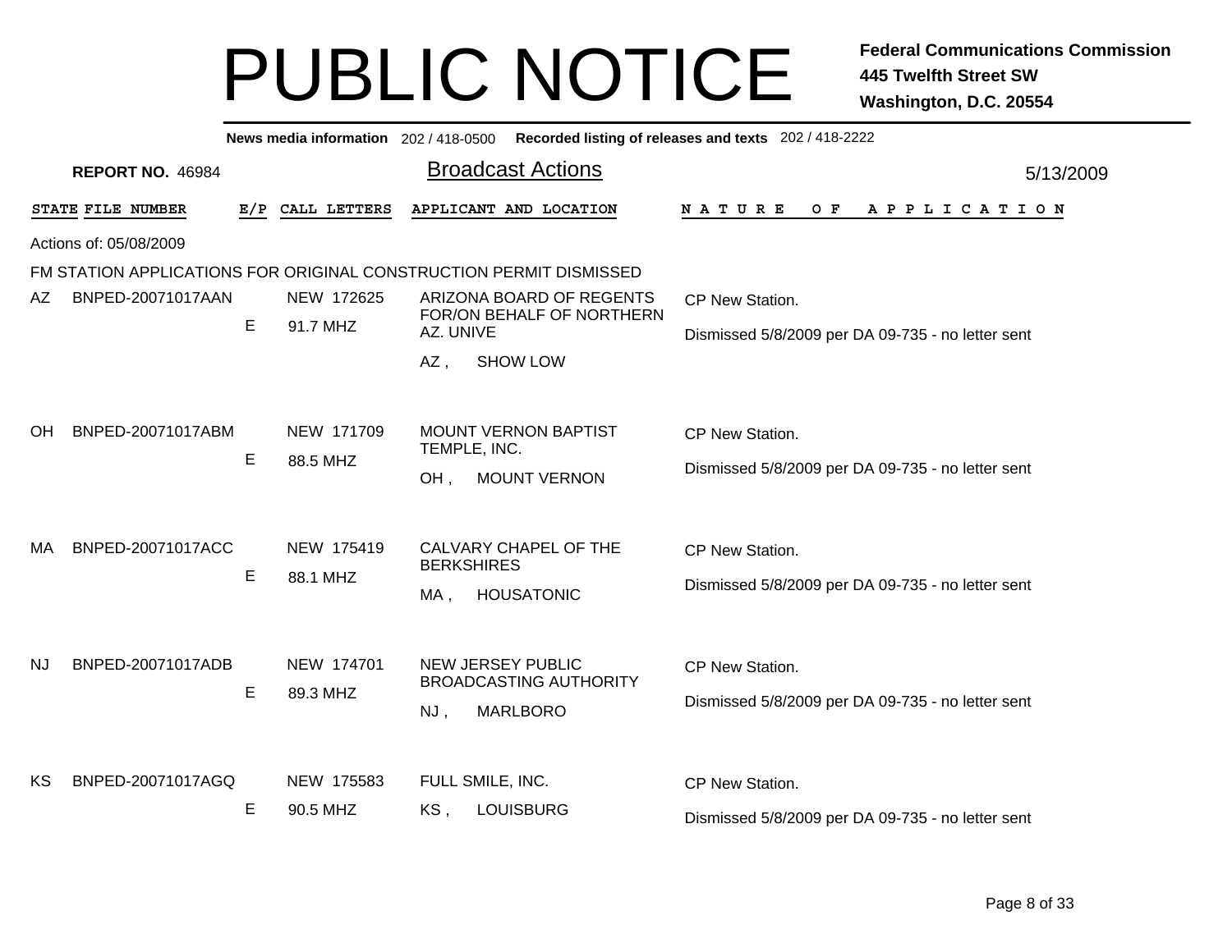# PUBLIC NOTICE

**Federal Communications Commission**
**445 Twelfth Street SW**
**Washington, D.C. 20554**

**News media information** 202 / 418-0500 **Recorded listing of releases and texts** 202 / 418-2222

**REPORT NO.** 46984

## Broadcast Actions

5/13/2009

Actions of: 05/08/2009

FM STATION APPLICATIONS FOR ORIGINAL CONSTRUCTION PERMIT DISMISSED

| STATE | FILE NUMBER | E/P | CALL LETTERS | APPLICANT AND LOCATION | NATURE OF APPLICATION |
|---|---|---|---|---|---|
| AZ | BNPED-20071017AAN | E | NEW 172625<br>91.7 MHZ | ARIZONA BOARD OF REGENTS FOR/ON BEHALF OF NORTHERN AZ. UNIVE<br>AZ , SHOW LOW | CP New Station.<br>Dismissed 5/8/2009 per DA 09-735 - no letter sent |
| OH | BNPED-20071017ABM | E | NEW 171709<br>88.5 MHZ | MOUNT VERNON BAPTIST TEMPLE, INC.<br>OH , MOUNT VERNON | CP New Station.<br>Dismissed 5/8/2009 per DA 09-735 - no letter sent |
| MA | BNPED-20071017ACC | E | NEW 175419<br>88.1 MHZ | CALVARY CHAPEL OF THE BERKSHIRES<br>MA , HOUSATONIC | CP New Station.<br>Dismissed 5/8/2009 per DA 09-735 - no letter sent |
| NJ | BNPED-20071017ADB | E | NEW 174701<br>89.3 MHZ | NEW JERSEY PUBLIC BROADCASTING AUTHORITY<br>NJ , MARLBORO | CP New Station.<br>Dismissed 5/8/2009 per DA 09-735 - no letter sent |
| KS | BNPED-20071017AGQ | E | NEW 175583<br>90.5 MHZ | FULL SMILE, INC.<br>KS , LOUISBURG | CP New Station.<br>Dismissed 5/8/2009 per DA 09-735 - no letter sent |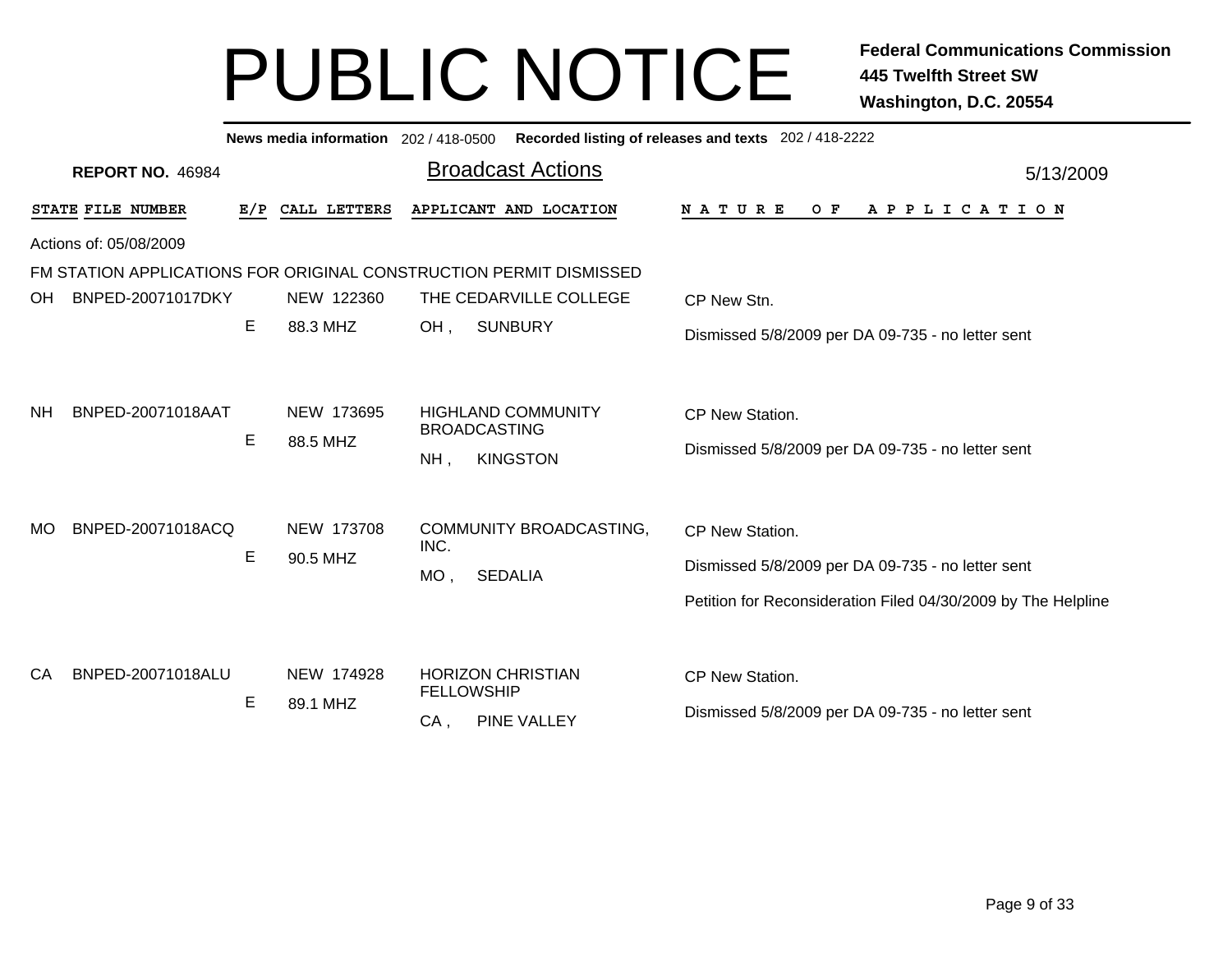# PUBLIC NOTICE

**Federal Communications Commission**
**445 Twelfth Street SW**
**Washington, D.C. 20554**

**News media information** 202 / 418-0500 **Recorded listing of releases and texts** 202 / 418-2222

**REPORT NO.** 46984

## Broadcast Actions

5/13/2009

Actions of: 05/08/2009

FM STATION APPLICATIONS FOR ORIGINAL CONSTRUCTION PERMIT DISMISSED

| STATE | FILE NUMBER | E/P | CALL LETTERS | APPLICANT AND LOCATION | NATURE OF APPLICATION |
|---|---|---|---|---|---|
| OH | BNPED-20071017DKY | E | NEW 122360<br>88.3 MHZ | THE CEDARVILLE COLLEGE<br>OH , SUNBURY | CP New Stn.<br>Dismissed 5/8/2009 per DA 09-735 - no letter sent |
| NH | BNPED-20071018AAT | E | NEW 173695<br>88.5 MHZ | HIGHLAND COMMUNITY BROADCASTING<br>NH , KINGSTON | CP New Station.<br>Dismissed 5/8/2009 per DA 09-735 - no letter sent |
| MO | BNPED-20071018ACQ | E | NEW 173708<br>90.5 MHZ | COMMUNITY BROADCASTING, INC.<br>MO , SEDALIA | CP New Station.<br>Dismissed 5/8/2009 per DA 09-735 - no letter sent<br>Petition for Reconsideration Filed 04/30/2009 by The Helpline |
| CA | BNPED-20071018ALU | E | NEW 174928<br>89.1 MHZ | HORIZON CHRISTIAN FELLOWSHIP<br>CA , PINE VALLEY | CP New Station.<br>Dismissed 5/8/2009 per DA 09-735 - no letter sent |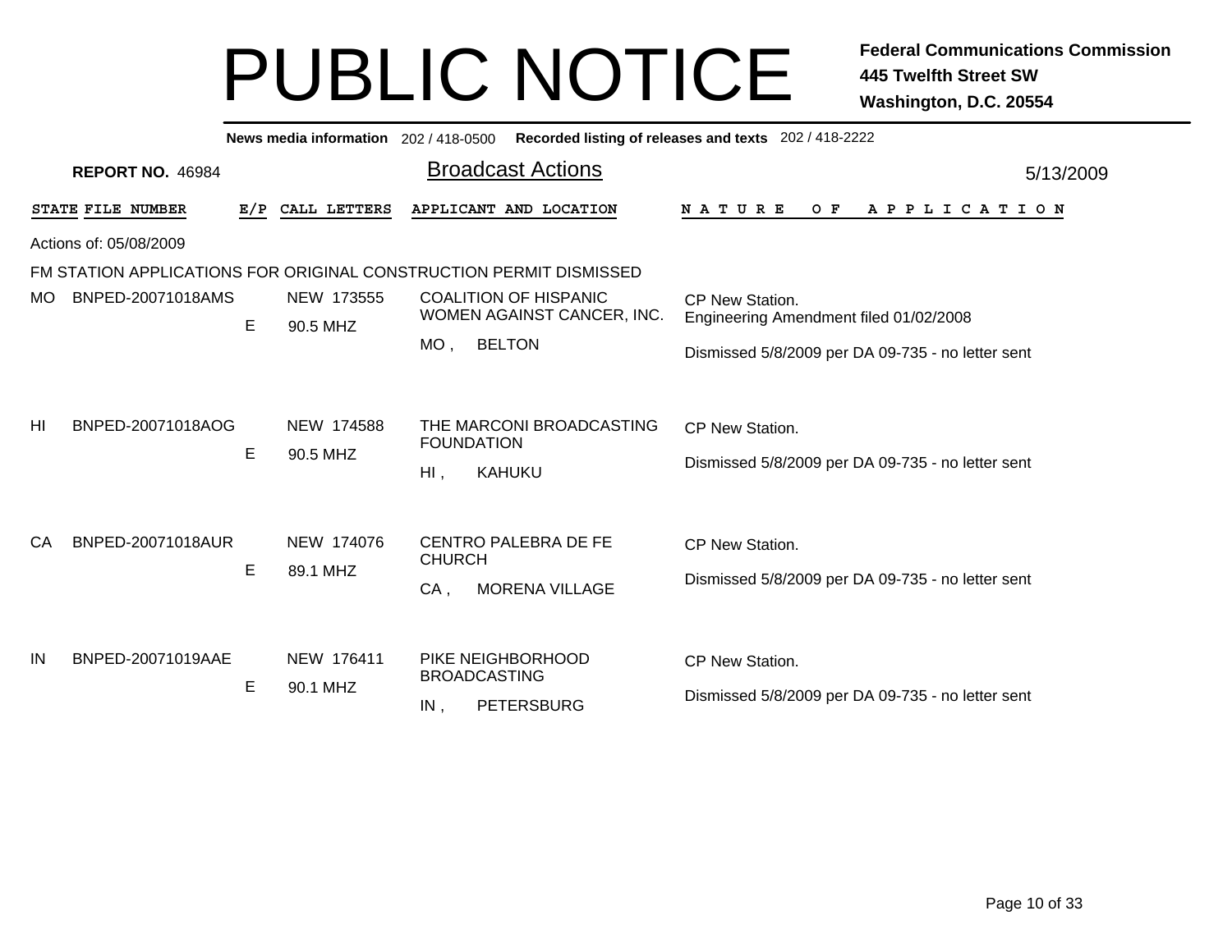# PUBLIC NOTICE

**Federal Communications Commission**
**445 Twelfth Street SW**
**Washington, D.C. 20554**

**News media information** 202 / 418-0500 **Recorded listing of releases and texts** 202 / 418-2222

**REPORT NO.** 46984

## Broadcast Actions

5/13/2009

Actions of: 05/08/2009

FM STATION APPLICATIONS FOR ORIGINAL CONSTRUCTION PERMIT DISMISSED

| STATE | FILE NUMBER | E/P | CALL LETTERS | APPLICANT AND LOCATION | NATURE OF APPLICATION |
|---|---|---|---|---|---|
| MO | BNPED-20071018AMS | E | NEW 173555<br>90.5 MHZ | COALITION OF HISPANIC WOMEN AGAINST CANCER, INC.<br>MO , BELTON | CP New Station.<br>Engineering Amendment filed 01/02/2008<br>Dismissed 5/8/2009 per DA 09-735 - no letter sent |
| HI | BNPED-20071018AOG | E | NEW 174588<br>90.5 MHZ | THE MARCONI BROADCASTING FOUNDATION<br>HI , KAHUKU | CP New Station.<br>Dismissed 5/8/2009 per DA 09-735 - no letter sent |
| CA | BNPED-20071018AUR | E | NEW 174076<br>89.1 MHZ | CENTRO PALEBRA DE FE CHURCH<br>CA , MORENA VILLAGE | CP New Station.<br>Dismissed 5/8/2009 per DA 09-735 - no letter sent |
| IN | BNPED-20071019AAE | E | NEW 176411<br>90.1 MHZ | PIKE NEIGHBORHOOD BROADCASTING<br>IN , PETERSBURG | CP New Station.<br>Dismissed 5/8/2009 per DA 09-735 - no letter sent |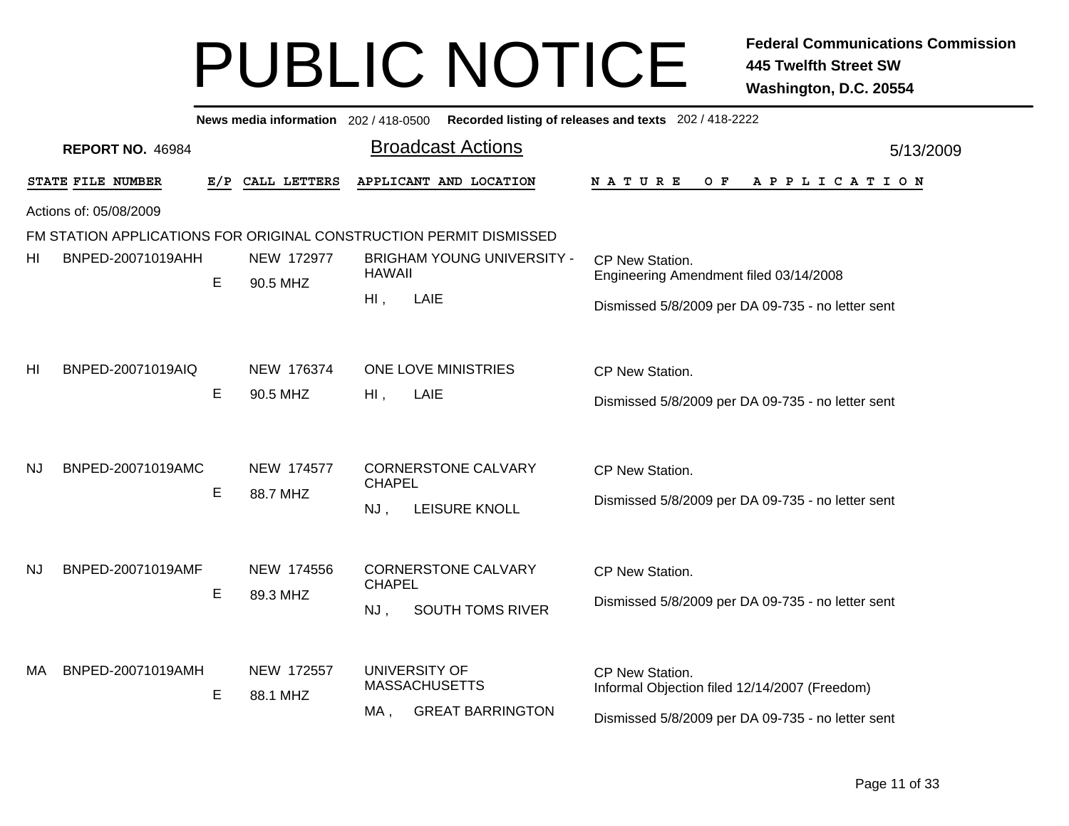# PUBLIC NOTICE

**Federal Communications Commission**
**445 Twelfth Street SW**
**Washington, D.C. 20554**

**News media information** 202 / 418-0500 **Recorded listing of releases and texts** 202 / 418-2222

**REPORT NO.** 46984

## Broadcast Actions

5/13/2009

Actions of: 05/08/2009

FM STATION APPLICATIONS FOR ORIGINAL CONSTRUCTION PERMIT DISMISSED

| STATE | FILE NUMBER | E/P | CALL LETTERS | APPLICANT AND LOCATION | NATURE OF APPLICATION |
|---|---|---|---|---|---|
| HI | BNPED-20071019AHH | E | NEW 172977<br>90.5 MHZ | BRIGHAM YOUNG UNIVERSITY - HAWAII<br>HI , LAIE | CP New Station.<br>Engineering Amendment filed 03/14/2008<br>Dismissed 5/8/2009 per DA 09-735 - no letter sent |
| HI | BNPED-20071019AIQ | E | NEW 176374<br>90.5 MHZ | ONE LOVE MINISTRIES<br>HI , LAIE | CP New Station.<br>Dismissed 5/8/2009 per DA 09-735 - no letter sent |
| NJ | BNPED-20071019AMC | E | NEW 174577<br>88.7 MHZ | CORNERSTONE CALVARY CHAPEL<br>NJ , LEISURE KNOLL | CP New Station.<br>Dismissed 5/8/2009 per DA 09-735 - no letter sent |
| NJ | BNPED-20071019AMF | E | NEW 174556<br>89.3 MHZ | CORNERSTONE CALVARY CHAPEL<br>NJ , SOUTH TOMS RIVER | CP New Station.<br>Dismissed 5/8/2009 per DA 09-735 - no letter sent |
| MA | BNPED-20071019AMH | E | NEW 172557<br>88.1 MHZ | UNIVERSITY OF MASSACHUSETTS<br>MA , GREAT BARRINGTON | CP New Station.<br>Informal Objection filed 12/14/2007 (Freedom)<br>Dismissed 5/8/2009 per DA 09-735 - no letter sent |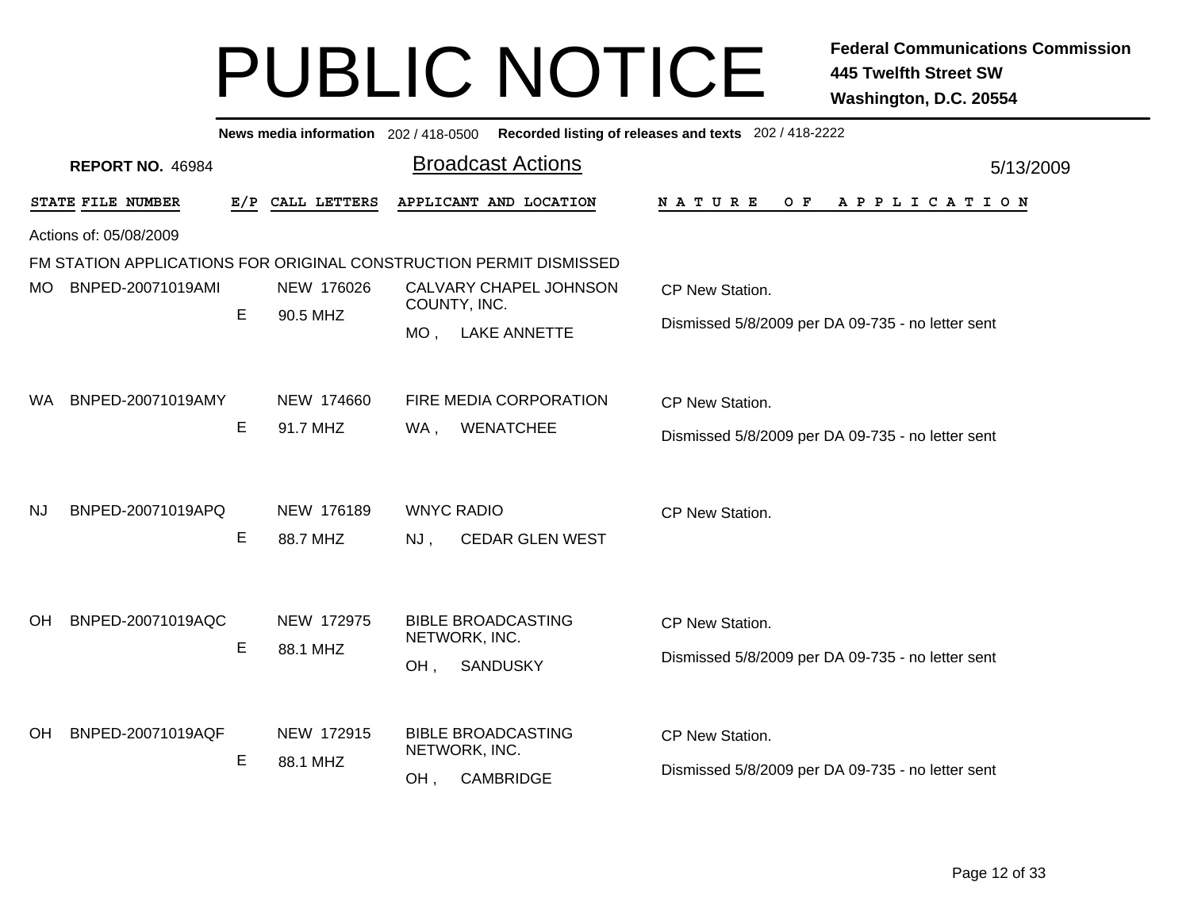# PUBLIC NOTICE

**Federal Communications Commission**
**445 Twelfth Street SW**
**Washington, D.C. 20554**

**News media information** 202 / 418-0500 **Recorded listing of releases and texts** 202 / 418-2222

**REPORT NO.** 46984

## Broadcast Actions

5/13/2009

Actions of: 05/08/2009

FM STATION APPLICATIONS FOR ORIGINAL CONSTRUCTION PERMIT DISMISSED

| STATE | FILE NUMBER | E/P | CALL LETTERS | APPLICANT AND LOCATION | NATURE OF APPLICATION |
|---|---|---|---|---|---|
| MO | BNPED-20071019AMI | E | NEW 176026<br>90.5 MHZ | CALVARY CHAPEL JOHNSON COUNTY, INC.<br>MO , LAKE ANNETTE | CP New Station.<br>Dismissed 5/8/2009 per DA 09-735 - no letter sent |
| WA | BNPED-20071019AMY | E | NEW 174660<br>91.7 MHZ | FIRE MEDIA CORPORATION<br>WA , WENATCHEE | CP New Station.<br>Dismissed 5/8/2009 per DA 09-735 - no letter sent |
| NJ | BNPED-20071019APQ | E | NEW 176189<br>88.7 MHZ | WNYC RADIO<br>NJ , CEDAR GLEN WEST | CP New Station. |
| OH | BNPED-20071019AQC | E | NEW 172975<br>88.1 MHZ | BIBLE BROADCASTING NETWORK, INC.<br>OH , SANDUSKY | CP New Station.<br>Dismissed 5/8/2009 per DA 09-735 - no letter sent |
| OH | BNPED-20071019AQF | E | NEW 172915<br>88.1 MHZ | BIBLE BROADCASTING NETWORK, INC.<br>OH , CAMBRIDGE | CP New Station.<br>Dismissed 5/8/2009 per DA 09-735 - no letter sent |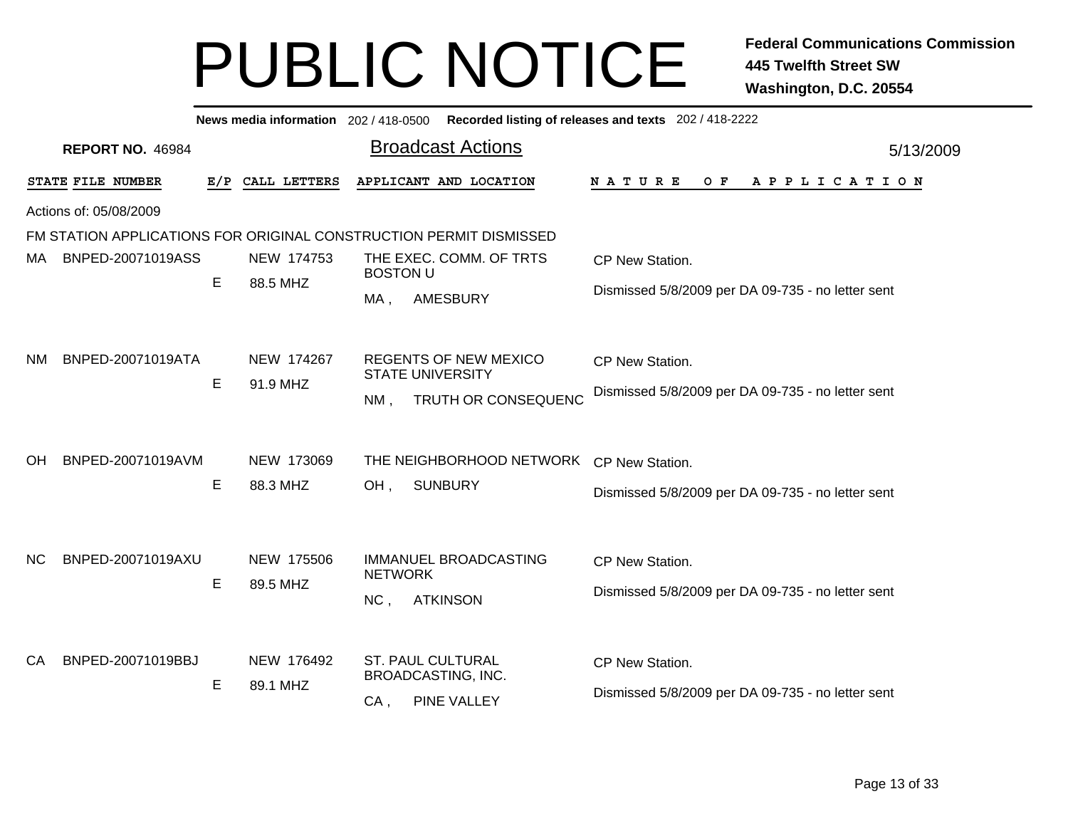# PUBLIC NOTICE

**Federal Communications Commission**
**445 Twelfth Street SW**
**Washington, D.C. 20554**

**News media information** 202 / 418-0500 **Recorded listing of releases and texts** 202 / 418-2222

**REPORT NO.** 46984

## Broadcast Actions

5/13/2009

Actions of: 05/08/2009

FM STATION APPLICATIONS FOR ORIGINAL CONSTRUCTION PERMIT DISMISSED

| STATE | FILE NUMBER | E/P | CALL LETTERS | APPLICANT AND LOCATION | NATURE OF APPLICATION |
|---|---|---|---|---|---|
| MA | BNPED-20071019ASS | E | NEW 174753<br>88.5 MHZ | THE EXEC. COMM. OF TRTS BOSTON U<br>MA , AMESBURY | CP New Station.<br>Dismissed 5/8/2009 per DA 09-735 - no letter sent |
| NM | BNPED-20071019ATA | E | NEW 174267<br>91.9 MHZ | REGENTS OF NEW MEXICO STATE UNIVERSITY<br>NM , TRUTH OR CONSEQUENC | CP New Station.<br>Dismissed 5/8/2009 per DA 09-735 - no letter sent |
| OH | BNPED-20071019AVM | E | NEW 173069<br>88.3 MHZ | THE NEIGHBORHOOD NETWORK<br>OH , SUNBURY | CP New Station.<br>Dismissed 5/8/2009 per DA 09-735 - no letter sent |
| NC | BNPED-20071019AXU | E | NEW 175506<br>89.5 MHZ | IMMANUEL BROADCASTING NETWORK<br>NC , ATKINSON | CP New Station.<br>Dismissed 5/8/2009 per DA 09-735 - no letter sent |
| CA | BNPED-20071019BBJ | E | NEW 176492<br>89.1 MHZ | ST. PAUL CULTURAL BROADCASTING, INC.<br>CA , PINE VALLEY | CP New Station.<br>Dismissed 5/8/2009 per DA 09-735 - no letter sent |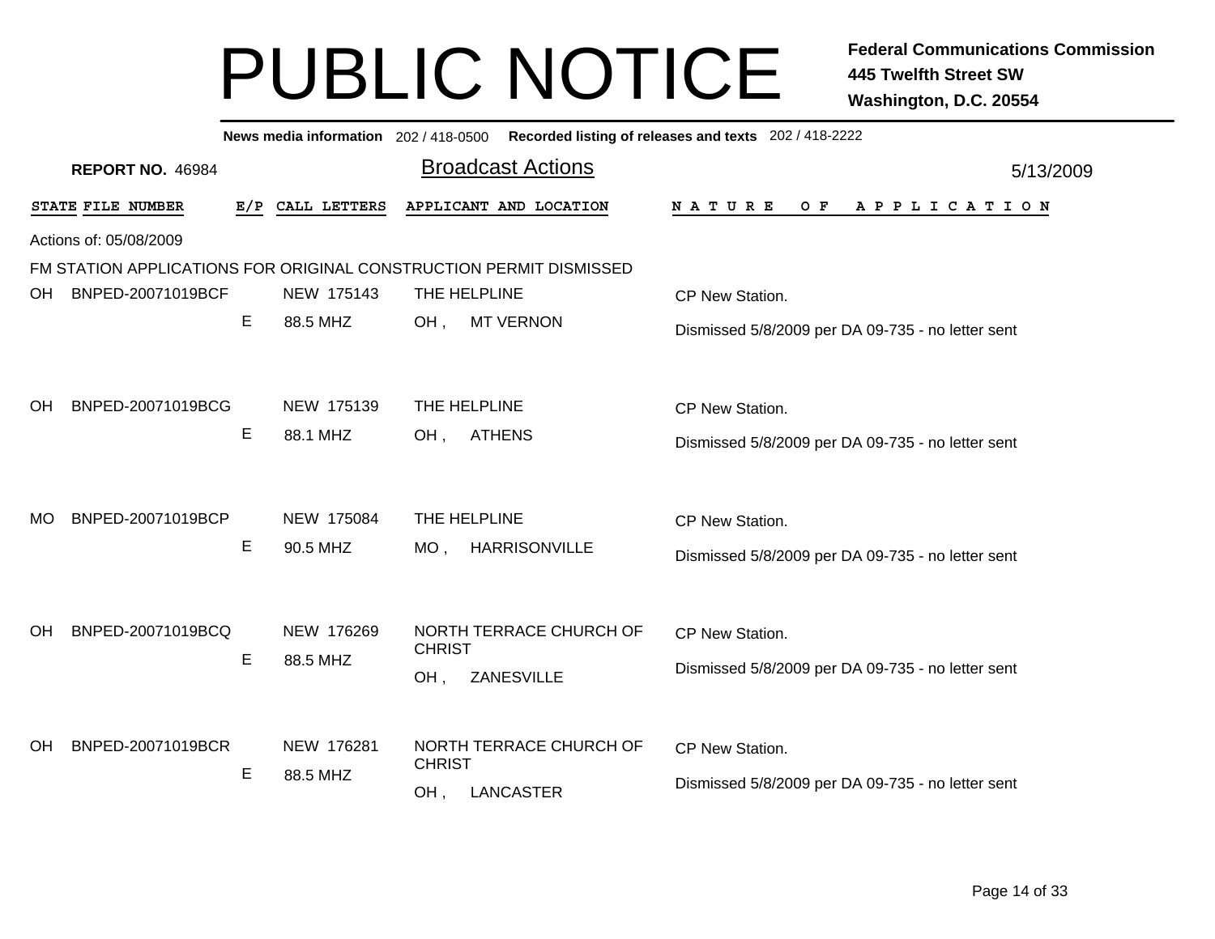# PUBLIC NOTICE

**Federal Communications Commission**
**445 Twelfth Street SW**
**Washington, D.C. 20554**

**News media information** 202 / 418-0500 **Recorded listing of releases and texts** 202 / 418-2222

**REPORT NO.** 46984

## Broadcast Actions

5/13/2009

Actions of: 05/08/2009

FM STATION APPLICATIONS FOR ORIGINAL CONSTRUCTION PERMIT DISMISSED

| STATE | FILE NUMBER | E/P | CALL LETTERS | APPLICANT AND LOCATION | NATURE OF APPLICATION |
|---|---|---|---|---|---|
| OH | BNPED-20071019BCF | E | NEW 175143<br>88.5 MHZ | THE HELPLINE<br>OH , MT VERNON | CP New Station.<br>Dismissed 5/8/2009 per DA 09-735 - no letter sent |
| OH | BNPED-20071019BCG | E | NEW 175139<br>88.1 MHZ | THE HELPLINE<br>OH , ATHENS | CP New Station.<br>Dismissed 5/8/2009 per DA 09-735 - no letter sent |
| MO | BNPED-20071019BCP | E | NEW 175084<br>90.5 MHZ | THE HELPLINE<br>MO , HARRISONVILLE | CP New Station.<br>Dismissed 5/8/2009 per DA 09-735 - no letter sent |
| OH | BNPED-20071019BCQ | E | NEW 176269<br>88.5 MHZ | NORTH TERRACE CHURCH OF CHRIST<br>OH , ZANESVILLE | CP New Station.<br>Dismissed 5/8/2009 per DA 09-735 - no letter sent |
| OH | BNPED-20071019BCR | E | NEW 176281<br>88.5 MHZ | NORTH TERRACE CHURCH OF CHRIST<br>OH , LANCASTER | CP New Station.<br>Dismissed 5/8/2009 per DA 09-735 - no letter sent |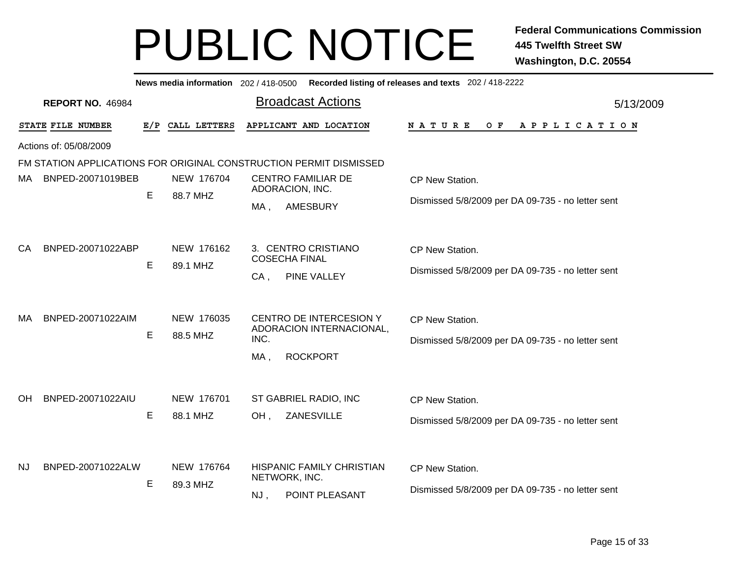# PUBLIC NOTICE

**Federal Communications Commission**
**445 Twelfth Street SW**
**Washington, D.C. 20554**

**News media information** 202 / 418-0500 **Recorded listing of releases and texts** 202 / 418-2222

**REPORT NO.** 46984

## Broadcast Actions

5/13/2009

| STATE | FILE NUMBER | E/P | CALL LETTERS | APPLICANT AND LOCATION | NATURE OF APPLICATION |
|---|---|---|---|---|---|

Actions of: 05/08/2009

FM STATION APPLICATIONS FOR ORIGINAL CONSTRUCTION PERMIT DISMISSED

| STATE | FILE NUMBER | E/P | CALL LETTERS | APPLICANT AND LOCATION | NATURE OF APPLICATION |
|---|---|---|---|---|---|
| MA | BNPED-20071019BEB | E | NEW 176704<br>88.7 MHZ | CENTRO FAMILIAR DE ADORACION, INC.<br>MA , AMESBURY | CP New Station.<br>Dismissed 5/8/2009 per DA 09-735 - no letter sent |
| CA | BNPED-20071022ABP | E | NEW 176162<br>89.1 MHZ | 3. CENTRO CRISTIANO COSECHA FINAL<br>CA , PINE VALLEY | CP New Station.<br>Dismissed 5/8/2009 per DA 09-735 - no letter sent |
| MA | BNPED-20071022AIM | E | NEW 176035<br>88.5 MHZ | CENTRO DE INTERCESION Y ADORACION INTERNACIONAL, INC.<br>MA , ROCKPORT | CP New Station.<br>Dismissed 5/8/2009 per DA 09-735 - no letter sent |
| OH | BNPED-20071022AIU | E | NEW 176701<br>88.1 MHZ | ST GABRIEL RADIO, INC<br>OH , ZANESVILLE | CP New Station.<br>Dismissed 5/8/2009 per DA 09-735 - no letter sent |
| NJ | BNPED-20071022ALW | E | NEW 176764<br>89.3 MHZ | HISPANIC FAMILY CHRISTIAN NETWORK, INC.<br>NJ , POINT PLEASANT | CP New Station.<br>Dismissed 5/8/2009 per DA 09-735 - no letter sent |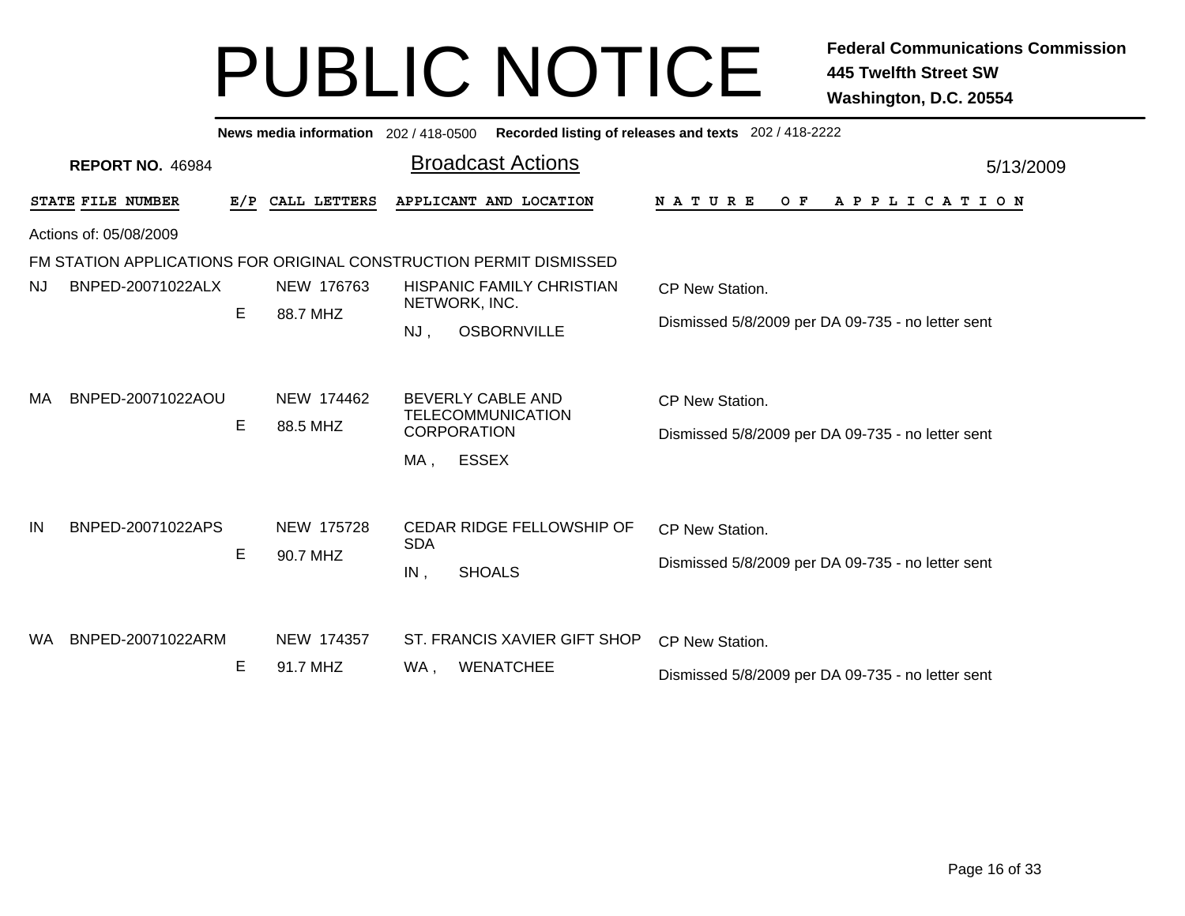# PUBLIC NOTICE

**Federal Communications Commission**
**445 Twelfth Street SW**
**Washington, D.C. 20554**

**News media information** 202 / 418-0500 **Recorded listing of releases and texts** 202 / 418-2222

**REPORT NO.** 46984

## Broadcast Actions

5/13/2009

Actions of: 05/08/2009

FM STATION APPLICATIONS FOR ORIGINAL CONSTRUCTION PERMIT DISMISSED

| STATE | FILE NUMBER | E/P | CALL LETTERS | APPLICANT AND LOCATION | NATURE OF APPLICATION |
|---|---|---|---|---|---|
| NJ | BNPED-20071022ALX | E | NEW 176763<br>88.7 MHZ | HISPANIC FAMILY CHRISTIAN NETWORK, INC.<br>NJ , OSBORNVILLE | CP New Station.<br>Dismissed 5/8/2009 per DA 09-735 - no letter sent |
| MA | BNPED-20071022AOU | E | NEW 174462<br>88.5 MHZ | BEVERLY CABLE AND TELECOMMUNICATION CORPORATION<br>MA , ESSEX | CP New Station.<br>Dismissed 5/8/2009 per DA 09-735 - no letter sent |
| IN | BNPED-20071022APS | E | NEW 175728<br>90.7 MHZ | CEDAR RIDGE FELLOWSHIP OF SDA<br>IN , SHOALS | CP New Station.<br>Dismissed 5/8/2009 per DA 09-735 - no letter sent |
| WA | BNPED-20071022ARM | E | NEW 174357<br>91.7 MHZ | ST. FRANCIS XAVIER GIFT SHOP<br>WA , WENATCHEE | CP New Station.<br>Dismissed 5/8/2009 per DA 09-735 - no letter sent |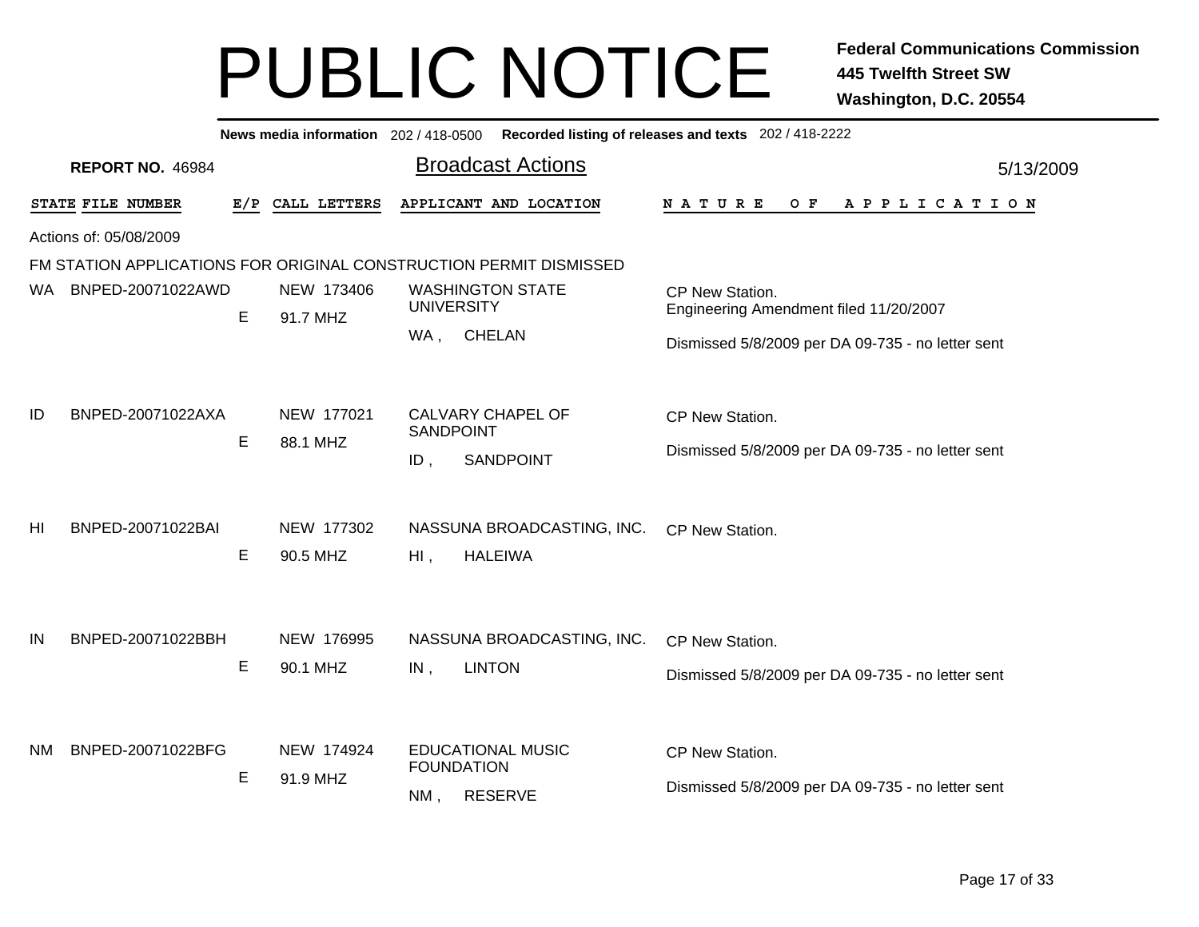# PUBLIC NOTICE

**Federal Communications Commission**
**445 Twelfth Street SW**
**Washington, D.C. 20554**

**News media information** 202 / 418-0500 **Recorded listing of releases and texts** 202 / 418-2222

**REPORT NO.** 46984

## Broadcast Actions

5/13/2009

Actions of: 05/08/2009

FM STATION APPLICATIONS FOR ORIGINAL CONSTRUCTION PERMIT DISMISSED

| STATE | FILE NUMBER | E/P | CALL LETTERS | APPLICANT AND LOCATION | NATURE OF APPLICATION |
|---|---|---|---|---|---|
| WA | BNPED-20071022AWD | E | NEW 173406<br>91.7 MHZ | WASHINGTON STATE UNIVERSITY<br>WA , CHELAN | CP New Station.<br>Engineering Amendment filed 11/20/2007<br>Dismissed 5/8/2009 per DA 09-735 - no letter sent |
| ID | BNPED-20071022AXA | E | NEW 177021<br>88.1 MHZ | CALVARY CHAPEL OF SANDPOINT<br>ID , SANDPOINT | CP New Station.<br>Dismissed 5/8/2009 per DA 09-735 - no letter sent |
| HI | BNPED-20071022BAI | E | NEW 177302<br>90.5 MHZ | NASSUNA BROADCASTING, INC.<br>HI , HALEIWA | CP New Station. |
| IN | BNPED-20071022BBH | E | NEW 176995<br>90.1 MHZ | NASSUNA BROADCASTING, INC.<br>IN , LINTON | CP New Station.<br>Dismissed 5/8/2009 per DA 09-735 - no letter sent |
| NM | BNPED-20071022BFG | E | NEW 174924<br>91.9 MHZ | EDUCATIONAL MUSIC FOUNDATION<br>NM , RESERVE | CP New Station.<br>Dismissed 5/8/2009 per DA 09-735 - no letter sent |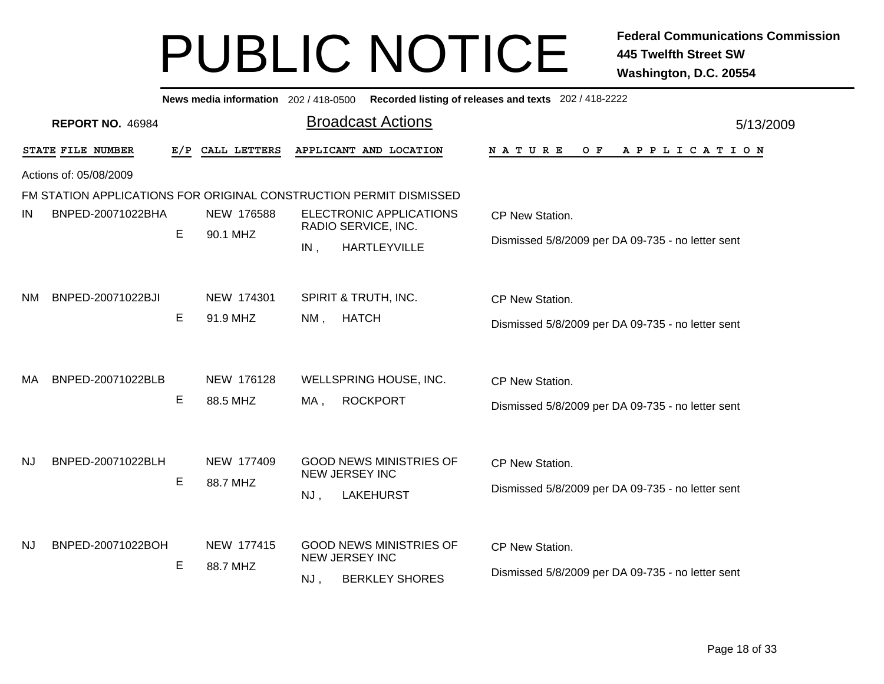# PUBLIC NOTICE

**Federal Communications Commission**
**445 Twelfth Street SW**
**Washington, D.C. 20554**

**News media information** 202 / 418-0500 **Recorded listing of releases and texts** 202 / 418-2222

**REPORT NO.** 46984

## Broadcast Actions

5/13/2009

Actions of: 05/08/2009

FM STATION APPLICATIONS FOR ORIGINAL CONSTRUCTION PERMIT DISMISSED

| STATE | FILE NUMBER | E/P | CALL LETTERS | APPLICANT AND LOCATION | NATURE OF APPLICATION |
|---|---|---|---|---|---|
| IN | BNPED-20071022BHA | E | NEW 176588<br>90.1 MHZ | ELECTRONIC APPLICATIONS RADIO SERVICE, INC.<br>IN , HARTLEYVILLE | CP New Station.<br>Dismissed 5/8/2009 per DA 09-735 - no letter sent |
| NM | BNPED-20071022BJI | E | NEW 174301<br>91.9 MHZ | SPIRIT & TRUTH, INC.<br>NM , HATCH | CP New Station.<br>Dismissed 5/8/2009 per DA 09-735 - no letter sent |
| MA | BNPED-20071022BLB | E | NEW 176128<br>88.5 MHZ | WELLSPRING HOUSE, INC.<br>MA , ROCKPORT | CP New Station.<br>Dismissed 5/8/2009 per DA 09-735 - no letter sent |
| NJ | BNPED-20071022BLH | E | NEW 177409<br>88.7 MHZ | GOOD NEWS MINISTRIES OF NEW JERSEY INC<br>NJ , LAKEHURST | CP New Station.<br>Dismissed 5/8/2009 per DA 09-735 - no letter sent |
| NJ | BNPED-20071022BOH | E | NEW 177415<br>88.7 MHZ | GOOD NEWS MINISTRIES OF NEW JERSEY INC<br>NJ , BERKLEY SHORES | CP New Station.<br>Dismissed 5/8/2009 per DA 09-735 - no letter sent |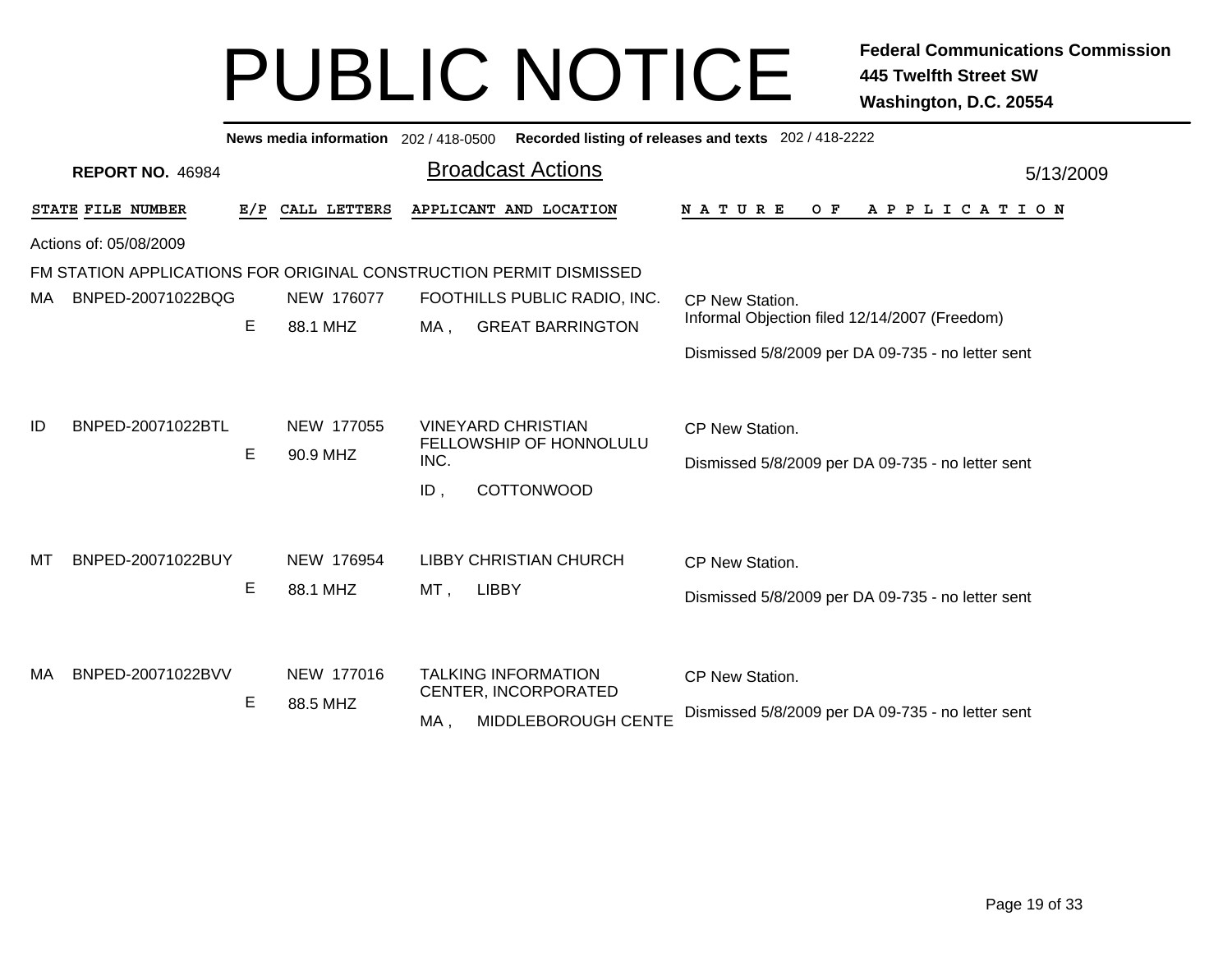# PUBLIC NOTICE

**Federal Communications Commission**
**445 Twelfth Street SW**
**Washington, D.C. 20554**

**News media information** 202 / 418-0500 **Recorded listing of releases and texts** 202 / 418-2222

**REPORT NO.** 46984

## Broadcast Actions

5/13/2009

| STATE | FILE NUMBER | E/P | CALL LETTERS | APPLICANT AND LOCATION | NATURE OF APPLICATION |
|---|---|---|---|---|---|
| Actions of: 05/08/2009 | | | | | |
| FM STATION APPLICATIONS FOR ORIGINAL CONSTRUCTION PERMIT DISMISSED | | | | | |
| MA | BNPED-20071022BQG | E | NEW 176077<br>88.1 MHZ | FOOTHILLS PUBLIC RADIO, INC.<br>MA , GREAT BARRINGTON | CP New Station.<br>Informal Objection filed 12/14/2007 (Freedom)<br>Dismissed 5/8/2009 per DA 09-735 - no letter sent |
| ID | BNPED-20071022BTL | E | NEW 177055<br>90.9 MHZ | VINEYARD CHRISTIAN FELLOWSHIP OF HONNOLULU INC.<br>ID , COTTONWOOD | CP New Station.<br>Dismissed 5/8/2009 per DA 09-735 - no letter sent |
| MT | BNPED-20071022BUY | E | NEW 176954<br>88.1 MHZ | LIBBY CHRISTIAN CHURCH<br>MT , LIBBY | CP New Station.<br>Dismissed 5/8/2009 per DA 09-735 - no letter sent |
| MA | BNPED-20071022BVV | E | NEW 177016<br>88.5 MHZ | TALKING INFORMATION CENTER, INCORPORATED<br>MA , MIDDLEBOROUGH CENTE | CP New Station.<br>Dismissed 5/8/2009 per DA 09-735 - no letter sent |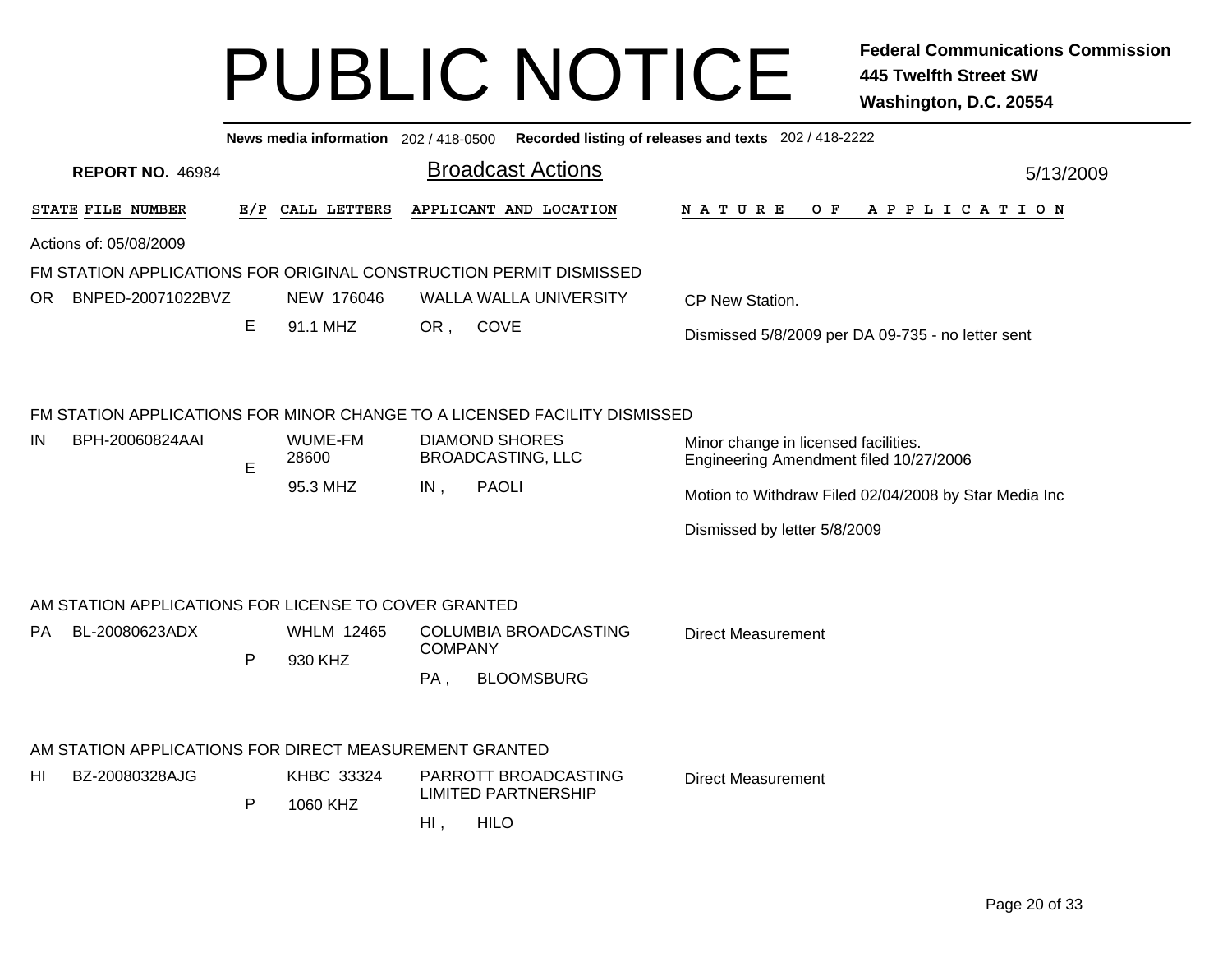# PUBLIC NOTICE

**Federal Communications Commission**
**445 Twelfth Street SW**
**Washington, D.C. 20554**

**News media information** 202 / 418-0500 **Recorded listing of releases and texts** 202 / 418-2222

**REPORT NO.** 46984

## Broadcast Actions

5/13/2009

Actions of: 05/08/2009

### FM STATION APPLICATIONS FOR ORIGINAL CONSTRUCTION PERMIT DISMISSED

| STATE | FILE NUMBER | E/P | CALL LETTERS | APPLICANT AND LOCATION | NATURE OF APPLICATION |
|---|---|---|---|---|---|
| OR | BNPED-20071022BVZ | E | NEW 176046<br>91.1 MHZ | WALLA WALLA UNIVERSITY<br>OR , COVE | CP New Station.<br>Dismissed 5/8/2009 per DA 09-735 - no letter sent |

### FM STATION APPLICATIONS FOR MINOR CHANGE TO A LICENSED FACILITY DISMISSED

| STATE | FILE NUMBER | E/P | CALL LETTERS | APPLICANT AND LOCATION | NATURE OF APPLICATION |
|---|---|---|---|---|---|
| IN | BPH-20060824AAI | E | WUME-FM 28600<br>95.3 MHZ | DIAMOND SHORES BROADCASTING, LLC<br>IN , PAOLI | Minor change in licensed facilities.<br>Engineering Amendment filed 10/27/2006<br>Motion to Withdraw Filed 02/04/2008 by Star Media Inc<br>Dismissed by letter 5/8/2009 |

### AM STATION APPLICATIONS FOR LICENSE TO COVER GRANTED

| STATE | FILE NUMBER | E/P | CALL LETTERS | APPLICANT AND LOCATION | NATURE OF APPLICATION |
|---|---|---|---|---|---|
| PA | BL-20080623ADX | P | WHLM 12465<br>930 KHZ | COLUMBIA BROADCASTING COMPANY<br>PA , BLOOMSBURG | Direct Measurement |

### AM STATION APPLICATIONS FOR DIRECT MEASUREMENT GRANTED

| STATE | FILE NUMBER | E/P | CALL LETTERS | APPLICANT AND LOCATION | NATURE OF APPLICATION |
|---|---|---|---|---|---|
| HI | BZ-20080328AJG | P | KHBC 33324<br>1060 KHZ | PARROTT BROADCASTING LIMITED PARTNERSHIP<br>HI , HILO | Direct Measurement |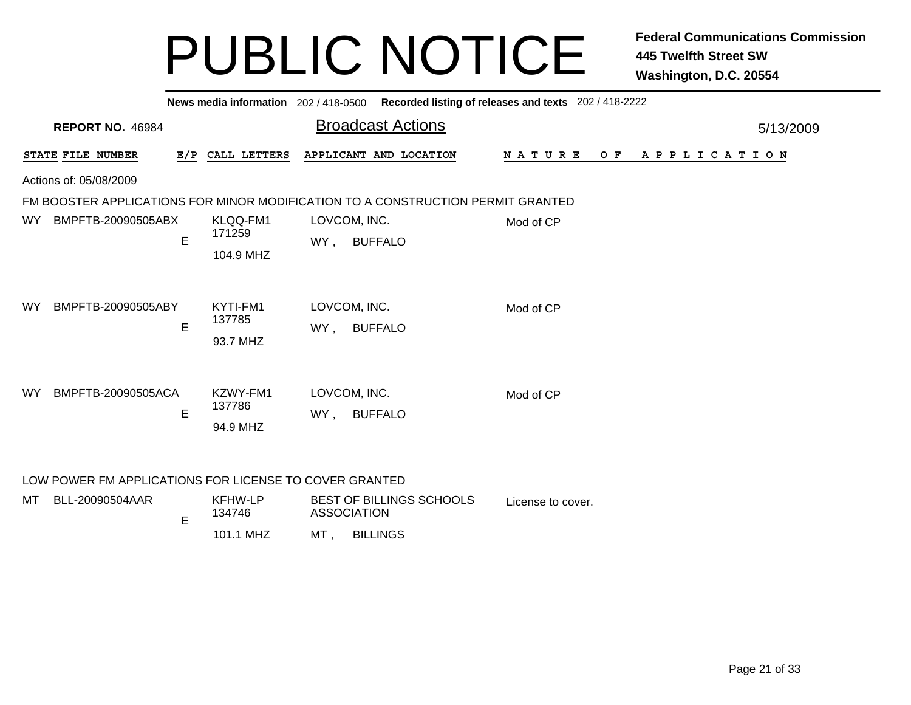# PUBLIC NOTICE

**Federal Communications Commission**
**445 Twelfth Street SW**
**Washington, D.C. 20554**

**News media information** 202 / 418-0500 **Recorded listing of releases and texts** 202 / 418-2222

**REPORT NO.** 46984

## Broadcast Actions

5/13/2009

| STATE | FILE NUMBER | E/P | CALL LETTERS | APPLICANT AND LOCATION | NATURE OF APPLICATION |
|---|---|---|---|---|---|

Actions of: 05/08/2009

### FM BOOSTER APPLICATIONS FOR MINOR MODIFICATION TO A CONSTRUCTION PERMIT GRANTED

| STATE | FILE NUMBER | E/P | CALL LETTERS | APPLICANT AND LOCATION | NATURE OF APPLICATION |
|---|---|---|---|---|---|
| WY | BMPFTB-20090505ABX | E | KLQQ-FM1<br>171259<br>104.9 MHZ | LOVCOM, INC.<br>WY , BUFFALO | Mod of CP |
| WY | BMPFTB-20090505ABY | E | KYTI-FM1<br>137785<br>93.7 MHZ | LOVCOM, INC.<br>WY , BUFFALO | Mod of CP |
| WY | BMPFTB-20090505ACA | E | KZWY-FM1<br>137786<br>94.9 MHZ | LOVCOM, INC.<br>WY , BUFFALO | Mod of CP |

### LOW POWER FM APPLICATIONS FOR LICENSE TO COVER GRANTED

| STATE | FILE NUMBER | E/P | CALL LETTERS | APPLICANT AND LOCATION | NATURE OF APPLICATION |
|---|---|---|---|---|---|
| MT | BLL-20090504AAR | E | KFHW-LP<br>134746<br>101.1 MHZ | BEST OF BILLINGS SCHOOLS ASSOCIATION<br>MT , BILLINGS | License to cover. |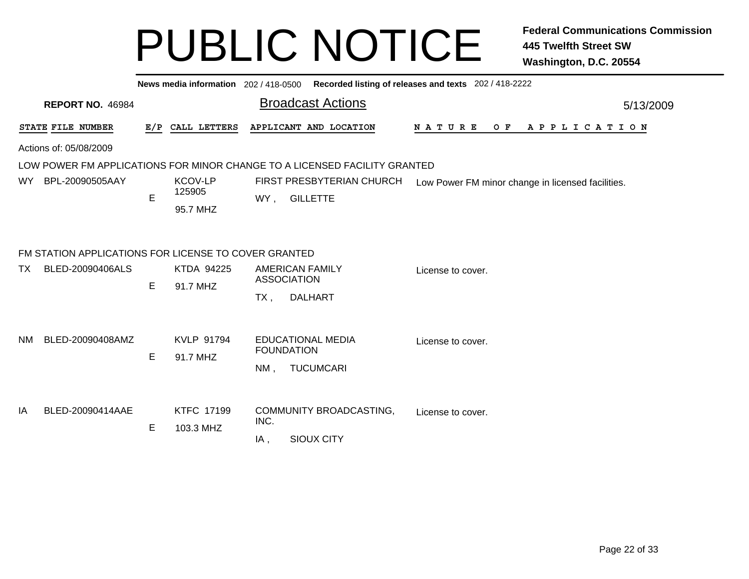# PUBLIC NOTICE

**Federal Communications Commission**
**445 Twelfth Street SW**
**Washington, D.C. 20554**

**News media information** 202 / 418-0500 **Recorded listing of releases and texts** 202 / 418-2222

**REPORT NO.** 46984

## Broadcast Actions

5/13/2009

Actions of: 05/08/2009

### LOW POWER FM APPLICATIONS FOR MINOR CHANGE TO A LICENSED FACILITY GRANTED

| STATE | FILE NUMBER | E/P | CALL LETTERS | APPLICANT AND LOCATION | NATURE OF APPLICATION |
|---|---|---|---|---|---|
| WY | BPL-20090505AAY | E | KCOV-LP 125905 95.7 MHZ | FIRST PRESBYTERIAN CHURCH WY , GILLETTE | Low Power FM minor change in licensed facilities. |

### FM STATION APPLICATIONS FOR LICENSE TO COVER GRANTED

| STATE | FILE NUMBER | E/P | CALL LETTERS | APPLICANT AND LOCATION | NATURE OF APPLICATION |
|---|---|---|---|---|---|
| TX | BLED-20090406ALS | E | KTDA 94225 91.7 MHZ | AMERICAN FAMILY ASSOCIATION TX , DALHART | License to cover. |
| NM | BLED-20090408AMZ | E | KVLP 91794 91.7 MHZ | EDUCATIONAL MEDIA FOUNDATION NM , TUCUMCARI | License to cover. |
| IA | BLED-20090414AAE | E | KTFC 17199 103.3 MHZ | COMMUNITY BROADCASTING, INC. IA , SIOUX CITY | License to cover. |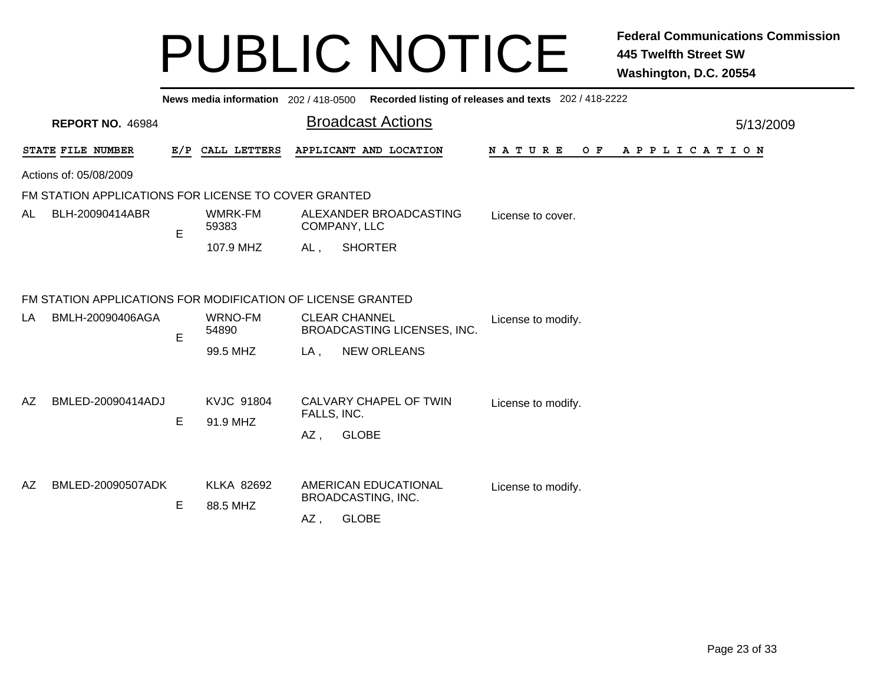# PUBLIC NOTICE

**Federal Communications Commission**
**445 Twelfth Street SW**
**Washington, D.C. 20554**

**News media information** 202 / 418-0500 **Recorded listing of releases and texts** 202 / 418-2222

**REPORT NO.** 46984

## Broadcast Actions

5/13/2009

Actions of: 05/08/2009

### FM STATION APPLICATIONS FOR LICENSE TO COVER GRANTED

| STATE | FILE NUMBER | E/P | CALL LETTERS | APPLICANT AND LOCATION | NATURE OF APPLICATION |
|---|---|---|---|---|---|
| AL | BLH-20090414ABR | E | WMRK-FM 59383 107.9 MHZ | ALEXANDER BROADCASTING COMPANY, LLC AL , SHORTER | License to cover. |

### FM STATION APPLICATIONS FOR MODIFICATION OF LICENSE GRANTED

| STATE | FILE NUMBER | E/P | CALL LETTERS | APPLICANT AND LOCATION | NATURE OF APPLICATION |
|---|---|---|---|---|---|
| LA | BMLH-20090406AGA | E | WRNO-FM 54890 99.5 MHZ | CLEAR CHANNEL BROADCASTING LICENSES, INC. LA , NEW ORLEANS | License to modify. |
| AZ | BMLED-20090414ADJ | E | KVJC 91804 91.9 MHZ | CALVARY CHAPEL OF TWIN FALLS, INC. AZ , GLOBE | License to modify. |
| AZ | BMLED-20090507ADK | E | KLKA 82692 88.5 MHZ | AMERICAN EDUCATIONAL BROADCASTING, INC. AZ , GLOBE | License to modify. |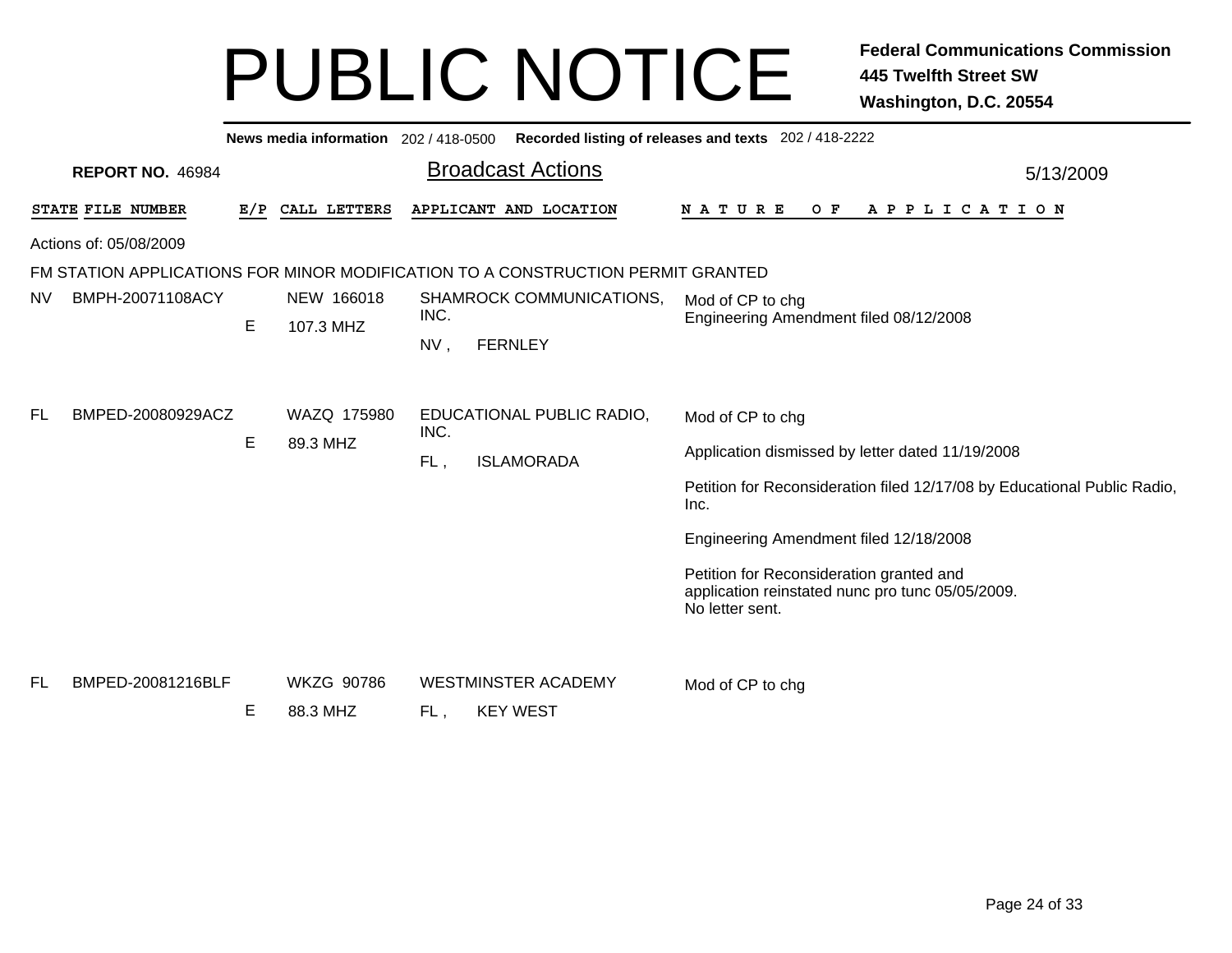# PUBLIC NOTICE

**Federal Communications Commission**
**445 Twelfth Street SW**
**Washington, D.C. 20554**

**News media information** 202 / 418-0500 **Recorded listing of releases and texts** 202 / 418-2222

**REPORT NO.** 46984

## Broadcast Actions

5/13/2009

Actions of: 05/08/2009

FM STATION APPLICATIONS FOR MINOR MODIFICATION TO A CONSTRUCTION PERMIT GRANTED

| STATE | FILE NUMBER | E/P | CALL LETTERS | APPLICANT AND LOCATION | NATURE OF APPLICATION |
|---|---|---|---|---|---|
| NV | BMPH-20071108ACY | E | NEW 166018<br>107.3 MHZ | SHAMROCK COMMUNICATIONS, INC.<br>NV , FERNLEY | Mod of CP to chg<br>Engineering Amendment filed 08/12/2008 |
| FL | BMPED-20080929ACZ | E | WAZQ 175980<br>89.3 MHZ | EDUCATIONAL PUBLIC RADIO, INC.<br>FL , ISLAMORADA | Mod of CP to chg<br><br>Application dismissed by letter dated 11/19/2008<br><br>Petition for Reconsideration filed 12/17/08 by Educational Public Radio, Inc.<br><br>Engineering Amendment filed 12/18/2008<br><br>Petition for Reconsideration granted and application reinstated nunc pro tunc 05/05/2009. No letter sent. |
| FL | BMPED-20081216BLF | E | WKZG 90786<br>88.3 MHZ | WESTMINSTER ACADEMY<br>FL , KEY WEST | Mod of CP to chg |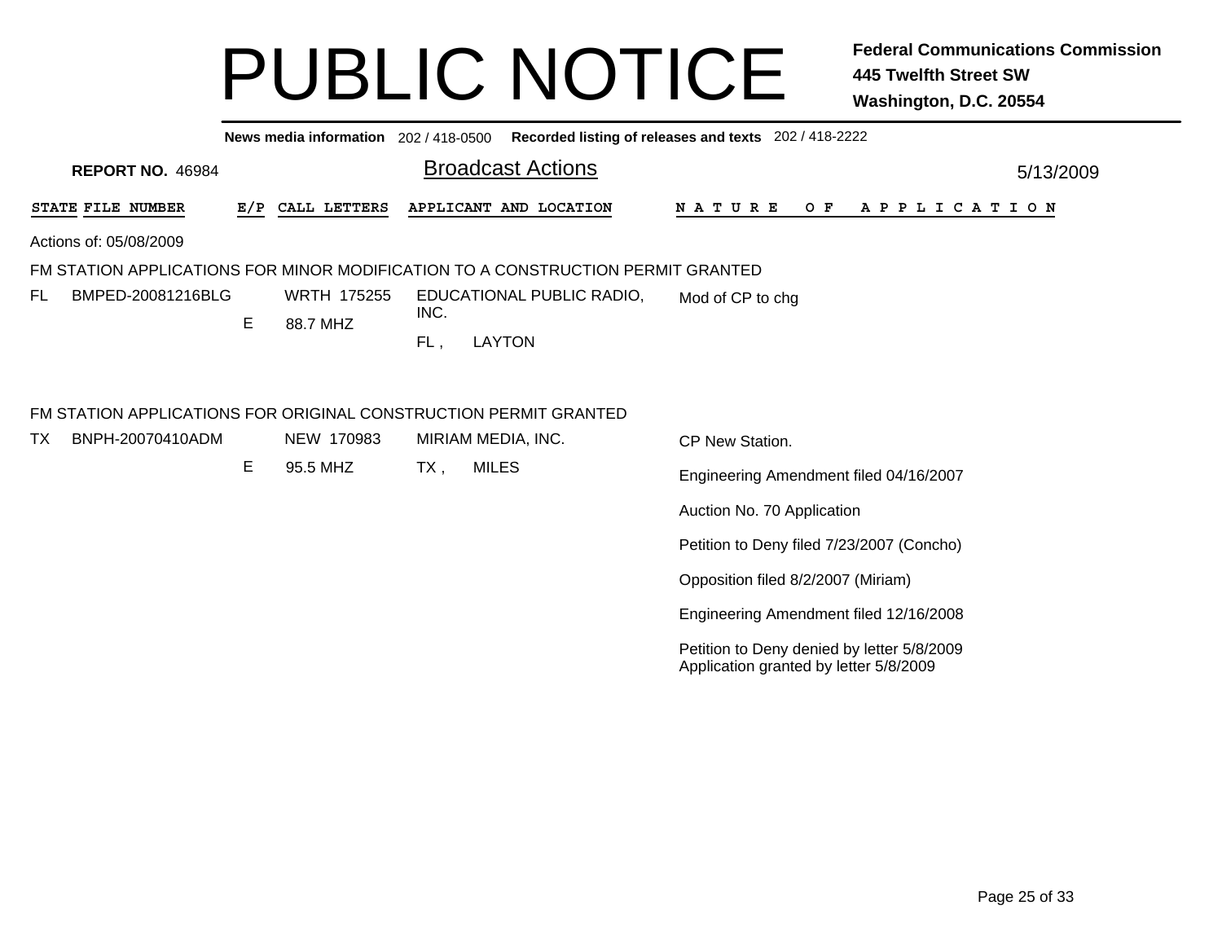# PUBLIC NOTICE

**Federal Communications Commission**
**445 Twelfth Street SW**
**Washington, D.C. 20554**

**News media information** 202 / 418-0500 **Recorded listing of releases and texts** 202 / 418-2222

**REPORT NO.** 46984

## Broadcast Actions

5/13/2009

| STATE | FILE NUMBER | E/P | CALL LETTERS | APPLICANT AND LOCATION | NATURE OF APPLICATION |
|---|---|---|---|---|---|

Actions of: 05/08/2009

### FM STATION APPLICATIONS FOR MINOR MODIFICATION TO A CONSTRUCTION PERMIT GRANTED

| STATE | FILE NUMBER | E/P | CALL LETTERS | APPLICANT AND LOCATION | NATURE OF APPLICATION |
|---|---|---|---|---|---|
| FL | BMPED-20081216BLG | E | WRTH 175255<br>88.7 MHZ | EDUCATIONAL PUBLIC RADIO, INC.<br>FL , LAYTON | Mod of CP to chg |

### FM STATION APPLICATIONS FOR ORIGINAL CONSTRUCTION PERMIT GRANTED

| STATE | FILE NUMBER | E/P | CALL LETTERS | APPLICANT AND LOCATION | NATURE OF APPLICATION |
|---|---|---|---|---|---|
| TX | BNPH-20070410ADM | E | NEW 170983<br>95.5 MHZ | MIRIAM MEDIA, INC.<br>TX , MILES | CP New Station.<br><br>Engineering Amendment filed 04/16/2007<br><br>Auction No. 70 Application<br><br>Petition to Deny filed 7/23/2007 (Concho)<br><br>Opposition filed 8/2/2007 (Miriam)<br><br>Engineering Amendment filed 12/16/2008<br><br>Petition to Deny denied by letter 5/8/2009<br>Application granted by letter 5/8/2009 |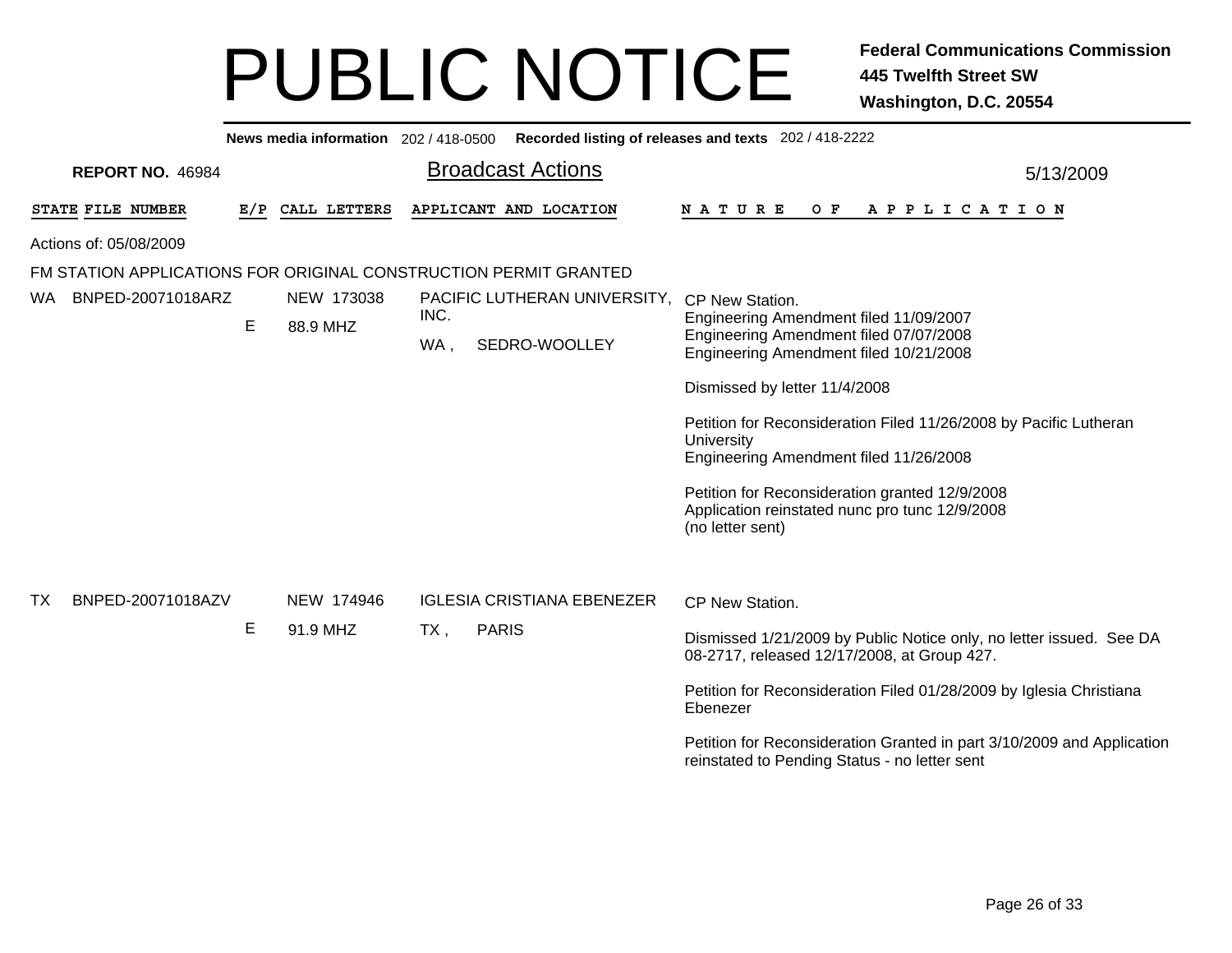# PUBLIC NOTICE

**Federal Communications Commission**
**445 Twelfth Street SW**
**Washington, D.C. 20554**

**News media information** 202 / 418-0500 **Recorded listing of releases and texts** 202 / 418-2222

**REPORT NO.** 46984

## Broadcast Actions

5/13/2009

| STATE | FILE NUMBER | E/P | CALL LETTERS | APPLICANT AND LOCATION | NATURE OF APPLICATION |
|---|---|---|---|---|---|

Actions of: 05/08/2009

FM STATION APPLICATIONS FOR ORIGINAL CONSTRUCTION PERMIT GRANTED

| STATE | FILE NUMBER | E/P | CALL LETTERS | APPLICANT AND LOCATION | NATURE OF APPLICATION |
|---|---|---|---|---|---|
| WA | BNPED-20071018ARZ | E | NEW 173038<br>88.9 MHZ | PACIFIC LUTHERAN UNIVERSITY, INC.<br>WA , SEDRO-WOOLLEY | CP New Station.<br>Engineering Amendment filed 11/09/2007<br>Engineering Amendment filed 07/07/2008<br>Engineering Amendment filed 10/21/2008<br><br>Dismissed by letter 11/4/2008<br><br>Petition for Reconsideration Filed 11/26/2008 by Pacific Lutheran University<br>Engineering Amendment filed 11/26/2008<br><br>Petition for Reconsideration granted 12/9/2008<br>Application reinstated nunc pro tunc 12/9/2008<br>(no letter sent) |
| TX | BNPED-20071018AZV | E | NEW 174946<br>91.9 MHZ | IGLESIA CRISTIANA EBENEZER<br>TX , PARIS | CP New Station.<br><br>Dismissed 1/21/2009 by Public Notice only, no letter issued. See DA 08-2717, released 12/17/2008, at Group 427.<br><br>Petition for Reconsideration Filed 01/28/2009 by Iglesia Christiana Ebenezer<br><br>Petition for Reconsideration Granted in part 3/10/2009 and Application reinstated to Pending Status - no letter sent |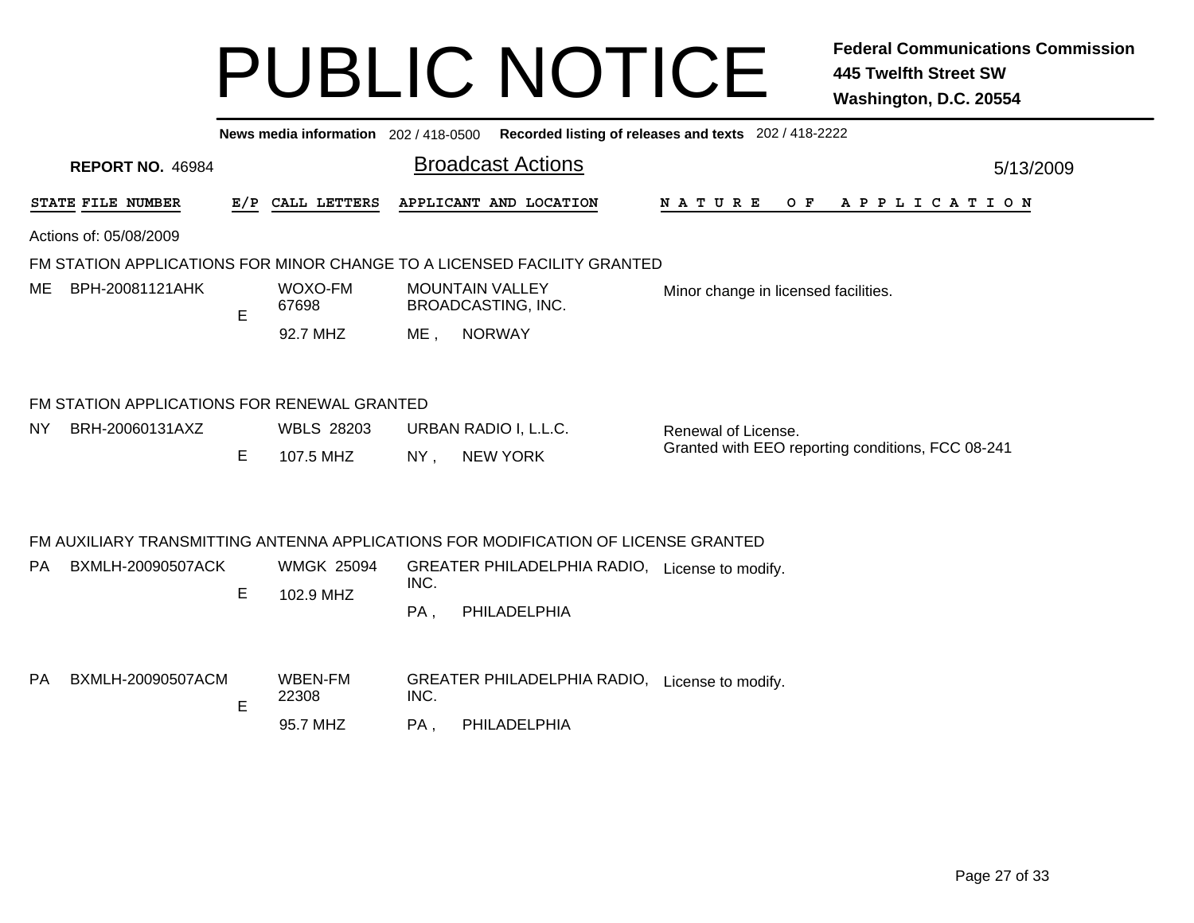# PUBLIC NOTICE

**Federal Communications Commission**
**445 Twelfth Street SW**
**Washington, D.C. 20554**

**News media information** 202 / 418-0500 **Recorded listing of releases and texts** 202 / 418-2222

**REPORT NO.** 46984

## Broadcast Actions

5/13/2009

Actions of: 05/08/2009

### FM STATION APPLICATIONS FOR MINOR CHANGE TO A LICENSED FACILITY GRANTED

| STATE | FILE NUMBER | E/P | CALL LETTERS | APPLICANT AND LOCATION | NATURE OF APPLICATION |
|---|---|---|---|---|---|
| ME | BPH-20081121AHK | E | WOXO-FM 67698 92.7 MHZ | MOUNTAIN VALLEY BROADCASTING, INC. ME , NORWAY | Minor change in licensed facilities. |

### FM STATION APPLICATIONS FOR RENEWAL GRANTED

| STATE | FILE NUMBER | E/P | CALL LETTERS | APPLICANT AND LOCATION | NATURE OF APPLICATION |
|---|---|---|---|---|---|
| NY | BRH-20060131AXZ | E | WBLS 28203 107.5 MHZ | URBAN RADIO I, L.L.C. NY , NEW YORK | Renewal of License. Granted with EEO reporting conditions, FCC 08-241 |

### FM AUXILIARY TRANSMITTING ANTENNA APPLICATIONS FOR MODIFICATION OF LICENSE GRANTED

| STATE | FILE NUMBER | E/P | CALL LETTERS | APPLICANT AND LOCATION | NATURE OF APPLICATION |
|---|---|---|---|---|---|
| PA | BXMLH-20090507ACK | E | WMGK 25094 102.9 MHZ | GREATER PHILADELPHIA RADIO, INC. PA , PHILADELPHIA | License to modify. |
| PA | BXMLH-20090507ACM | E | WBEN-FM 22308 95.7 MHZ | GREATER PHILADELPHIA RADIO, INC. PA , PHILADELPHIA | License to modify. |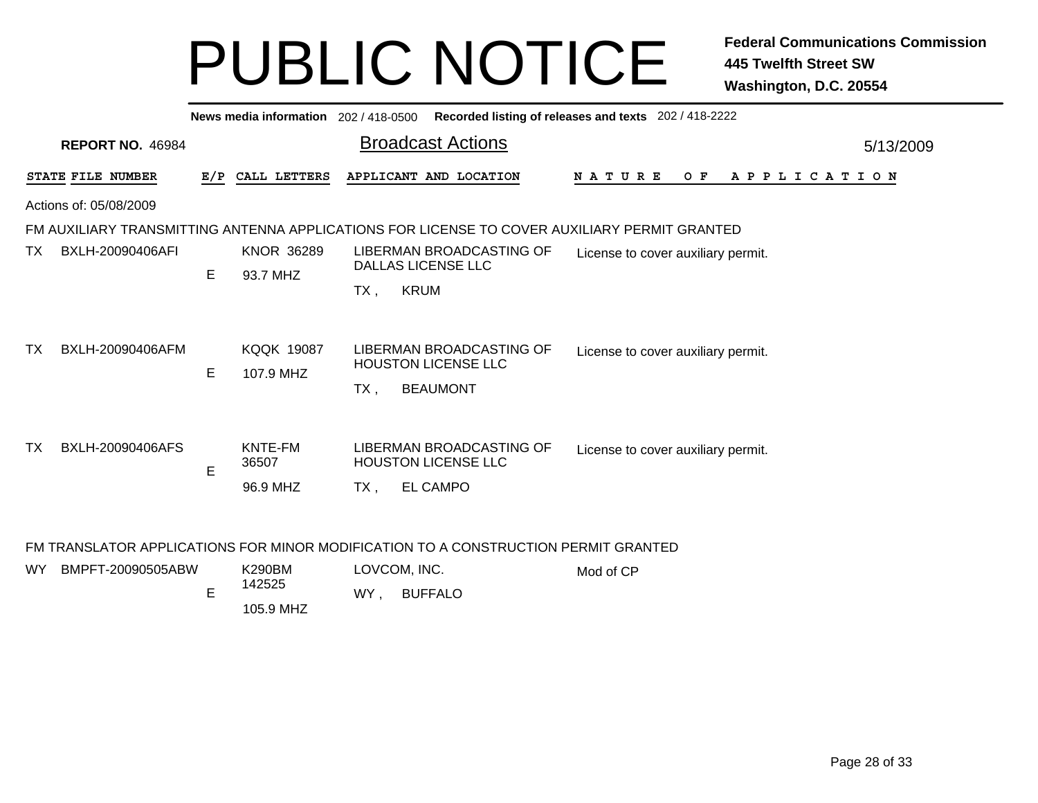# PUBLIC NOTICE

**Federal Communications Commission**
**445 Twelfth Street SW**
**Washington, D.C. 20554**

**News media information** 202 / 418-0500 **Recorded listing of releases and texts** 202 / 418-2222

**REPORT NO.** 46984

## Broadcast Actions

5/13/2009

Actions of: 05/08/2009

### FM AUXILIARY TRANSMITTING ANTENNA APPLICATIONS FOR LICENSE TO COVER AUXILIARY PERMIT GRANTED

| STATE | FILE NUMBER | E/P | CALL LETTERS | APPLICANT AND LOCATION | NATURE OF APPLICATION |
|---|---|---|---|---|---|
| TX | BXLH-20090406AFI | E | KNOR 36289<br>93.7 MHZ | LIBERMAN BROADCASTING OF DALLAS LICENSE LLC<br>TX , KRUM | License to cover auxiliary permit. |
| TX | BXLH-20090406AFM | E | KQQK 19087<br>107.9 MHZ | LIBERMAN BROADCASTING OF HOUSTON LICENSE LLC<br>TX , BEAUMONT | License to cover auxiliary permit. |
| TX | BXLH-20090406AFS | E | KNTE-FM 36507<br>96.9 MHZ | LIBERMAN BROADCASTING OF HOUSTON LICENSE LLC<br>TX , EL CAMPO | License to cover auxiliary permit. |

### FM TRANSLATOR APPLICATIONS FOR MINOR MODIFICATION TO A CONSTRUCTION PERMIT GRANTED

| STATE | FILE NUMBER | E/P | CALL LETTERS | APPLICANT AND LOCATION | NATURE OF APPLICATION |
|---|---|---|---|---|---|
| WY | BMPFT-20090505ABW | E | K290BM 142525<br>105.9 MHZ | LOVCOM, INC.<br>WY , BUFFALO | Mod of CP |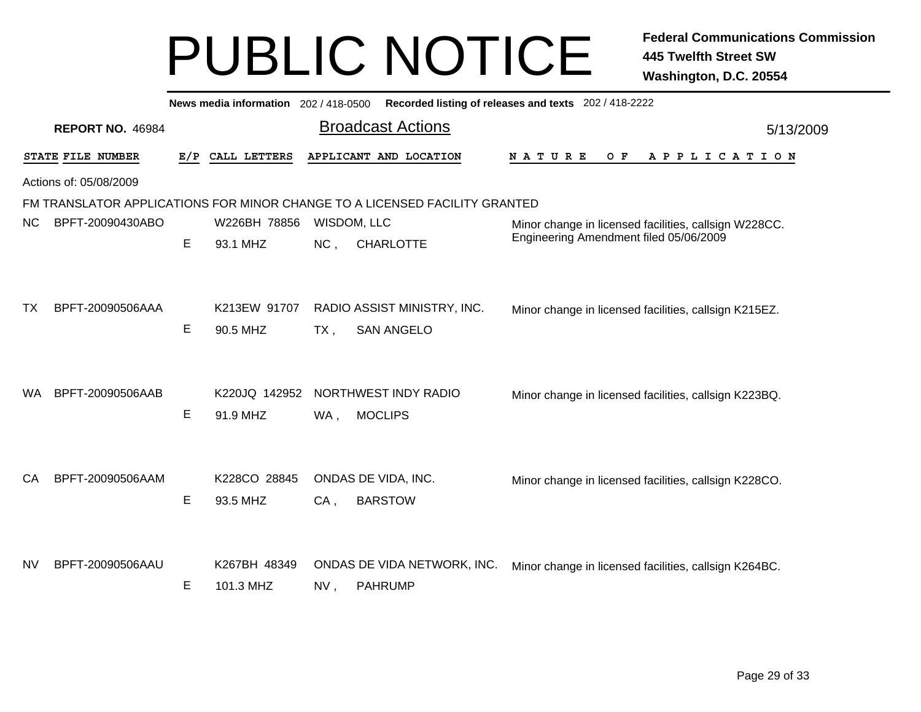# PUBLIC NOTICE

**Federal Communications Commission**
**445 Twelfth Street SW**
**Washington, D.C. 20554**

**News media information** 202 / 418-0500 **Recorded listing of releases and texts** 202 / 418-2222

**REPORT NO.** 46984

## Broadcast Actions

5/13/2009

Actions of: 05/08/2009

FM TRANSLATOR APPLICATIONS FOR MINOR CHANGE TO A LICENSED FACILITY GRANTED

| STATE | FILE NUMBER | E/P | CALL LETTERS | APPLICANT AND LOCATION | NATURE OF APPLICATION |
|---|---|---|---|---|---|
| NC | BPFT-20090430ABO | E | W226BH 78856<br>93.1 MHZ | WISDOM, LLC<br>NC , CHARLOTTE | Minor change in licensed facilities, callsign W228CC.<br>Engineering Amendment filed 05/06/2009 |
| TX | BPFT-20090506AAA | E | K213EW 91707<br>90.5 MHZ | RADIO ASSIST MINISTRY, INC.<br>TX , SAN ANGELO | Minor change in licensed facilities, callsign K215EZ. |
| WA | BPFT-20090506AAB | E | K220JQ 142952<br>91.9 MHZ | NORTHWEST INDY RADIO<br>WA , MOCLIPS | Minor change in licensed facilities, callsign K223BQ. |
| CA | BPFT-20090506AAM | E | K228CO 28845<br>93.5 MHZ | ONDAS DE VIDA, INC.<br>CA , BARSTOW | Minor change in licensed facilities, callsign K228CO. |
| NV | BPFT-20090506AAU | E | K267BH 48349<br>101.3 MHZ | ONDAS DE VIDA NETWORK, INC.<br>NV , PAHRUMP | Minor change in licensed facilities, callsign K264BC. |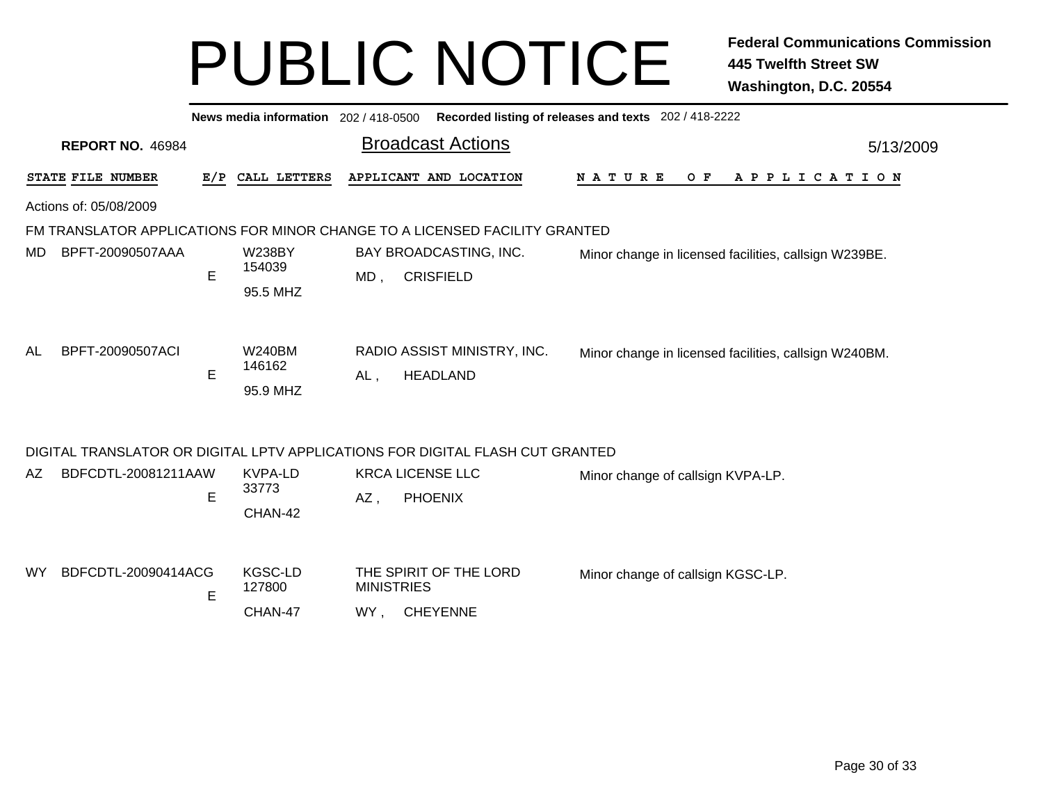# PUBLIC NOTICE

**Federal Communications Commission**
**445 Twelfth Street SW**
**Washington, D.C. 20554**

**News media information** 202 / 418-0500 **Recorded listing of releases and texts** 202 / 418-2222

**REPORT NO.** 46984

## Broadcast Actions

5/13/2009

| STATE | FILE NUMBER | E/P | CALL LETTERS | APPLICANT AND LOCATION | NATURE OF APPLICATION |
|---|---|---|---|---|---|

Actions of: 05/08/2009

FM TRANSLATOR APPLICATIONS FOR MINOR CHANGE TO A LICENSED FACILITY GRANTED

| STATE | FILE NUMBER | E/P | CALL LETTERS | APPLICANT AND LOCATION | NATURE OF APPLICATION |
|---|---|---|---|---|---|
| MD | BPFT-20090507AAA | E | W238BY 154039 95.5 MHZ | BAY BROADCASTING, INC. MD , CRISFIELD | Minor change in licensed facilities, callsign W239BE. |
| AL | BPFT-20090507ACI | E | W240BM 146162 95.9 MHZ | RADIO ASSIST MINISTRY, INC. AL , HEADLAND | Minor change in licensed facilities, callsign W240BM. |

DIGITAL TRANSLATOR OR DIGITAL LPTV APPLICATIONS FOR DIGITAL FLASH CUT GRANTED

| STATE | FILE NUMBER | E/P | CALL LETTERS | APPLICANT AND LOCATION | NATURE OF APPLICATION |
|---|---|---|---|---|---|
| AZ | BDFCDTL-20081211AAW | E | KVPA-LD 33773 CHAN-42 | KRCA LICENSE LLC AZ , PHOENIX | Minor change of callsign KVPA-LP. |
| WY | BDFCDTL-20090414ACG | E | KGSC-LD 127800 CHAN-47 | THE SPIRIT OF THE LORD MINISTRIES WY , CHEYENNE | Minor change of callsign KGSC-LP. |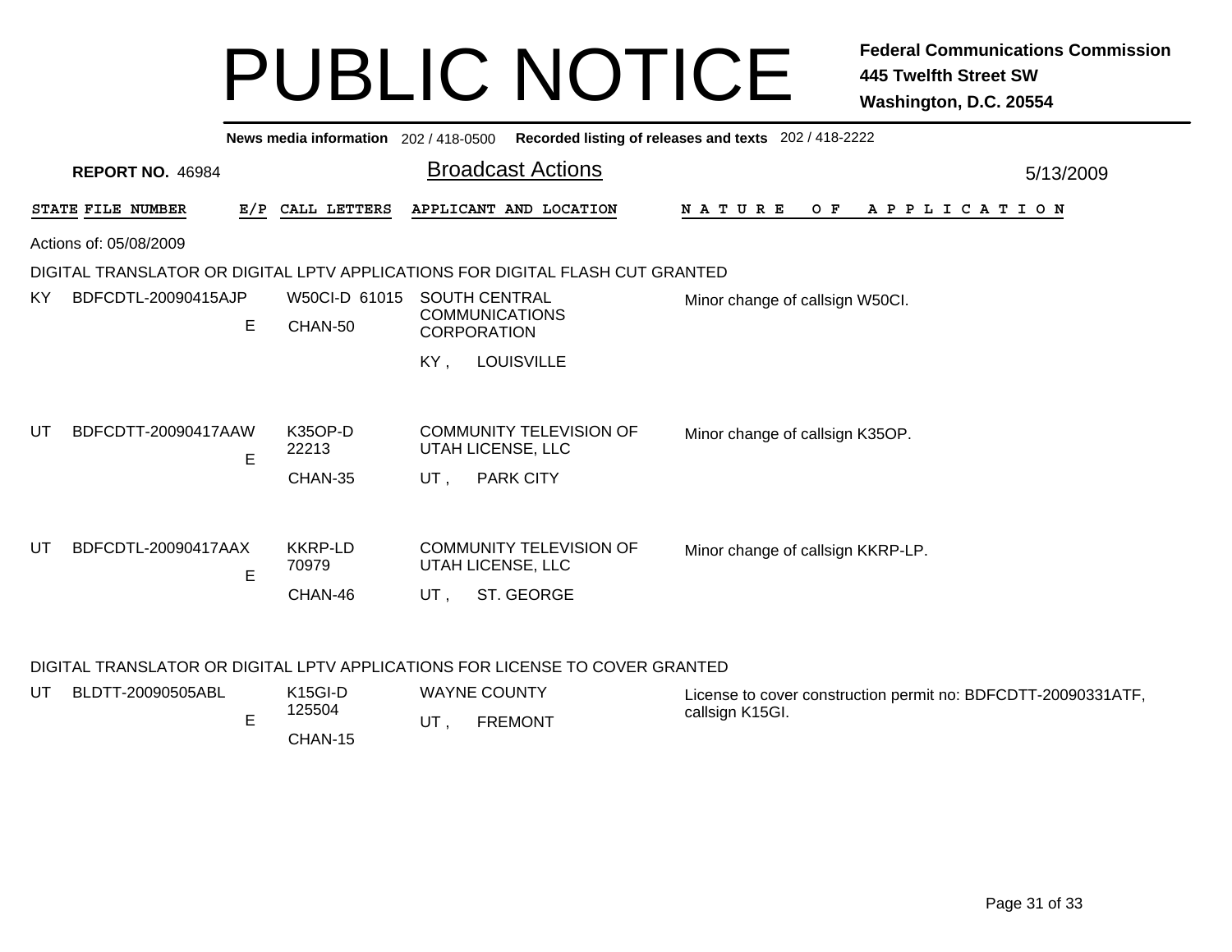# PUBLIC NOTICE

**Federal Communications Commission**
**445 Twelfth Street SW**
**Washington, D.C. 20554**

**News media information** 202 / 418-0500 **Recorded listing of releases and texts** 202 / 418-2222

**REPORT NO.** 46984

## Broadcast Actions

5/13/2009

Actions of: 05/08/2009

### DIGITAL TRANSLATOR OR DIGITAL LPTV APPLICATIONS FOR DIGITAL FLASH CUT GRANTED

| STATE | FILE NUMBER | E/P | CALL LETTERS | APPLICANT AND LOCATION | NATURE OF APPLICATION |
|---|---|---|---|---|---|
| KY | BDFCDTL-20090415AJP | E | W50CI-D 61015 CHAN-50 | SOUTH CENTRAL COMMUNICATIONS CORPORATION KY , LOUISVILLE | Minor change of callsign W50CI. |
| UT | BDFCDTT-20090417AAW | E | K35OP-D 22213 CHAN-35 | COMMUNITY TELEVISION OF UTAH LICENSE, LLC UT , PARK CITY | Minor change of callsign K35OP. |
| UT | BDFCDTL-20090417AAX | E | KKRP-LD 70979 CHAN-46 | COMMUNITY TELEVISION OF UTAH LICENSE, LLC UT , ST. GEORGE | Minor change of callsign KKRP-LP. |

### DIGITAL TRANSLATOR OR DIGITAL LPTV APPLICATIONS FOR LICENSE TO COVER GRANTED

| STATE | FILE NUMBER | E/P | CALL LETTERS | APPLICANT AND LOCATION | NATURE OF APPLICATION |
|---|---|---|---|---|---|
| UT | BLDTT-20090505ABL | E | K15GI-D 125504 CHAN-15 | WAYNE COUNTY UT , FREMONT | License to cover construction permit no: BDFCDTT-20090331ATF, callsign K15GI. |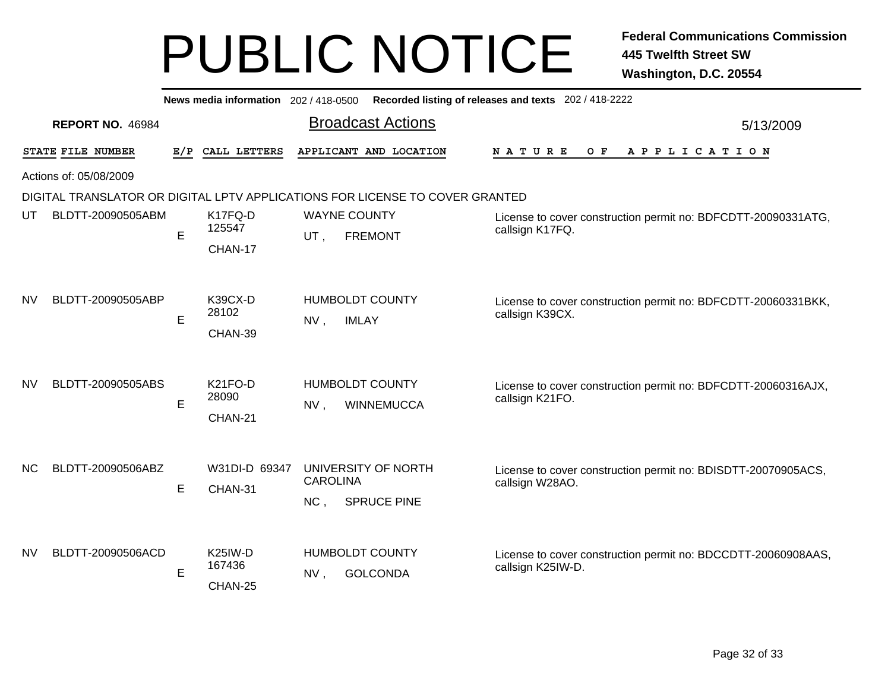# PUBLIC NOTICE

**Federal Communications Commission**
**445 Twelfth Street SW**
**Washington, D.C. 20554**

**News media information** 202 / 418-0500 **Recorded listing of releases and texts** 202 / 418-2222

**REPORT NO.** 46984

## Broadcast Actions

5/13/2009

Actions of: 05/08/2009

DIGITAL TRANSLATOR OR DIGITAL LPTV APPLICATIONS FOR LICENSE TO COVER GRANTED

| STATE | FILE NUMBER | E/P | CALL LETTERS | APPLICANT AND LOCATION | NATURE OF APPLICATION |
|---|---|---|---|---|---|
| UT | BLDTT-20090505ABM | E | K17FQ-D 125547 CHAN-17 | WAYNE COUNTY UT , FREMONT | License to cover construction permit no: BDFCDTT-20090331ATG, callsign K17FQ. |
| NV | BLDTT-20090505ABP | E | K39CX-D 28102 CHAN-39 | HUMBOLDT COUNTY NV , IMLAY | License to cover construction permit no: BDFCDTT-20060331BKK, callsign K39CX. |
| NV | BLDTT-20090505ABS | E | K21FO-D 28090 CHAN-21 | HUMBOLDT COUNTY NV , WINNEMUCCA | License to cover construction permit no: BDFCDTT-20060316AJX, callsign K21FO. |
| NC | BLDTT-20090506ABZ | E | W31DI-D 69347 CHAN-31 | UNIVERSITY OF NORTH CAROLINA NC , SPRUCE PINE | License to cover construction permit no: BDISDTT-20070905ACS, callsign W28AO. |
| NV | BLDTT-20090506ACD | E | K25IW-D 167436 CHAN-25 | HUMBOLDT COUNTY NV , GOLCONDA | License to cover construction permit no: BDCCDTT-20060908AAS, callsign K25IW-D. |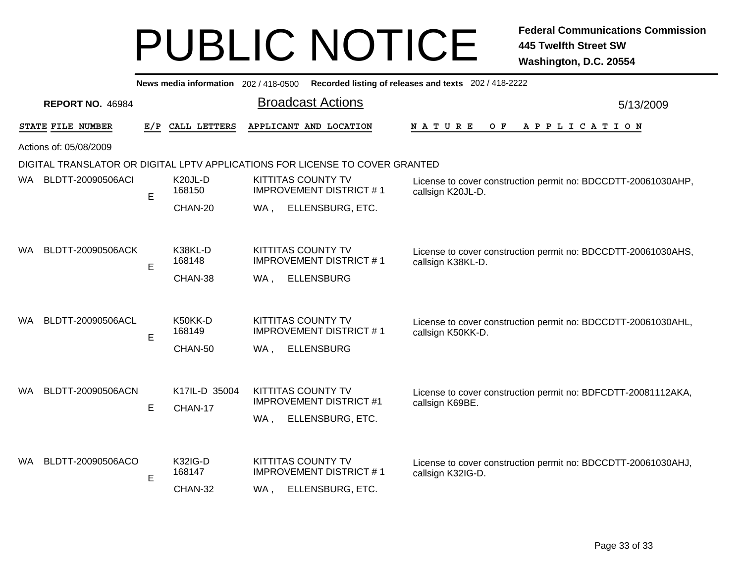# PUBLIC NOTICE

**Federal Communications Commission**
**445 Twelfth Street SW**
**Washington, D.C. 20554**

**News media information** 202 / 418-0500 **Recorded listing of releases and texts** 202 / 418-2222

**REPORT NO.** 46984

## Broadcast Actions

5/13/2009

Actions of: 05/08/2009

DIGITAL TRANSLATOR OR DIGITAL LPTV APPLICATIONS FOR LICENSE TO COVER GRANTED

| STATE | FILE NUMBER | E/P | CALL LETTERS | APPLICANT AND LOCATION | NATURE OF APPLICATION |
|---|---|---|---|---|---|
| WA | BLDTT-20090506ACI | E | K20JL-D 168150 CHAN-20 | KITTITAS COUNTY TV IMPROVEMENT DISTRICT # 1 WA , ELLENSBURG, ETC. | License to cover construction permit no: BDCCDTT-20061030AHP, callsign K20JL-D. |
| WA | BLDTT-20090506ACK | E | K38KL-D 168148 CHAN-38 | KITTITAS COUNTY TV IMPROVEMENT DISTRICT # 1 WA , ELLENSBURG | License to cover construction permit no: BDCCDTT-20061030AHS, callsign K38KL-D. |
| WA | BLDTT-20090506ACL | E | K50KK-D 168149 CHAN-50 | KITTITAS COUNTY TV IMPROVEMENT DISTRICT # 1 WA , ELLENSBURG | License to cover construction permit no: BDCCDTT-20061030AHL, callsign K50KK-D. |
| WA | BLDTT-20090506ACN | E | K17IL-D 35004 CHAN-17 | KITTITAS COUNTY TV IMPROVEMENT DISTRICT #1 WA , ELLENSBURG, ETC. | License to cover construction permit no: BDFCDTT-20081112AKA, callsign K69BE. |
| WA | BLDTT-20090506ACO | E | K32IG-D 168147 CHAN-32 | KITTITAS COUNTY TV IMPROVEMENT DISTRICT # 1 WA , ELLENSBURG, ETC. | License to cover construction permit no: BDCCDTT-20061030AHJ, callsign K32IG-D. |